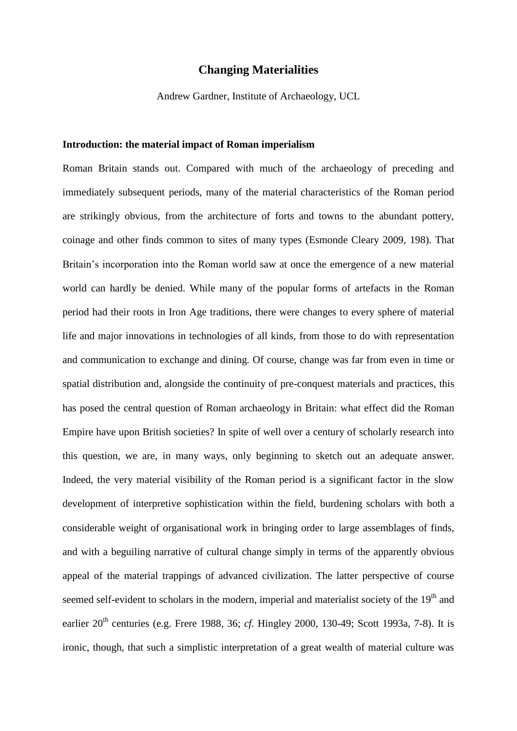# Changing Materialities

Andrew Gardner, Institute of Archaeology, UCL

## Introduction: the material impact of Roman imperialism

Roman Britain stands out. Compared with much of the archaeology of preceding and immediately subsequent periods, many of the material characteristics of the Roman period are strikingly obvious, from the architecture of forts and towns to the abundant pottery, coinage and other finds common to sites of many types (Esmonde Cleary 2009, 198). That Britain's incorporation into the Roman world saw at once the emergence of a new material world can hardly be denied. While many of the popular forms of artefacts in the Roman period had their roots in Iron Age traditions, there were changes to every sphere of material life and major innovations in technologies of all kinds, from those to do with representation and communication to exchange and dining. Of course, change was far from even in time or spatial distribution and, alongside the continuity of pre-conquest materials and practices, this has posed the central question of Roman archaeology in Britain: what effect did the Roman Empire have upon British societies? In spite of well over a century of scholarly research into this question, we are, in many ways, only beginning to sketch out an adequate answer. Indeed, the very material visibility of the Roman period is a significant factor in the slow development of interpretive sophistication within the field, burdening scholars with both a considerable weight of organisational work in bringing order to large assemblages of finds, and with a beguiling narrative of cultural change simply in terms of the apparently obvious appeal of the material trappings of advanced civilization. The latter perspective of course seemed self-evident to scholars in the modern, imperial and materialist society of the 19th and earlier 20th centuries (e.g. Frere 1988, 36; *cf.* Hingley 2000, 130-49; Scott 1993a, 7-8). It is ironic, though, that such a simplistic interpretation of a great wealth of material culture was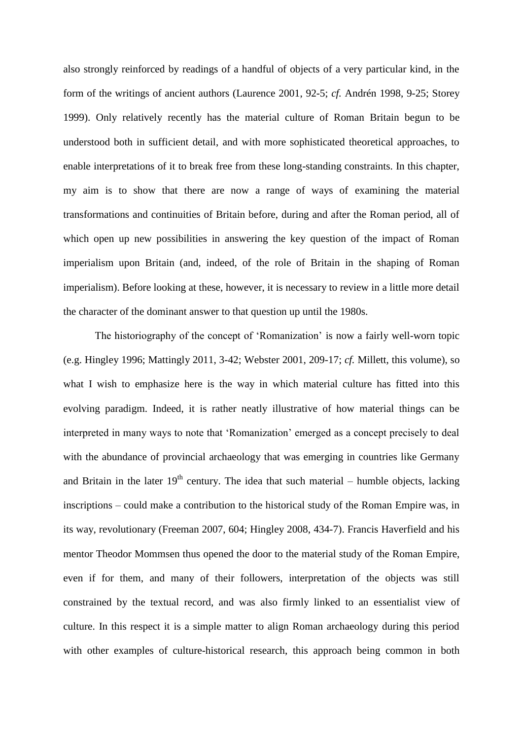also strongly reinforced by readings of a handful of objects of a very particular kind, in the form of the writings of ancient authors (Laurence 2001, 92-5; *cf.* Andrén 1998, 9-25; Storey 1999). Only relatively recently has the material culture of Roman Britain begun to be understood both in sufficient detail, and with more sophisticated theoretical approaches, to enable interpretations of it to break free from these long-standing constraints. In this chapter, my aim is to show that there are now a range of ways of examining the material transformations and continuities of Britain before, during and after the Roman period, all of which open up new possibilities in answering the key question of the impact of Roman imperialism upon Britain (and, indeed, of the role of Britain in the shaping of Roman imperialism). Before looking at these, however, it is necessary to review in a little more detail the character of the dominant answer to that question up until the 1980s.

The historiography of the concept of 'Romanization' is now a fairly well-worn topic (e.g. Hingley 1996; Mattingly 2011, 3-42; Webster 2001, 209-17; *cf.* Millett, this volume), so what I wish to emphasize here is the way in which material culture has fitted into this evolving paradigm. Indeed, it is rather neatly illustrative of how material things can be interpreted in many ways to note that 'Romanization' emerged as a concept precisely to deal with the abundance of provincial archaeology that was emerging in countries like Germany and Britain in the later 19th century. The idea that such material – humble objects, lacking inscriptions – could make a contribution to the historical study of the Roman Empire was, in its way, revolutionary (Freeman 2007, 604; Hingley 2008, 434-7). Francis Haverfield and his mentor Theodor Mommsen thus opened the door to the material study of the Roman Empire, even if for them, and many of their followers, interpretation of the objects was still constrained by the textual record, and was also firmly linked to an essentialist view of culture. In this respect it is a simple matter to align Roman archaeology during this period with other examples of culture-historical research, this approach being common in both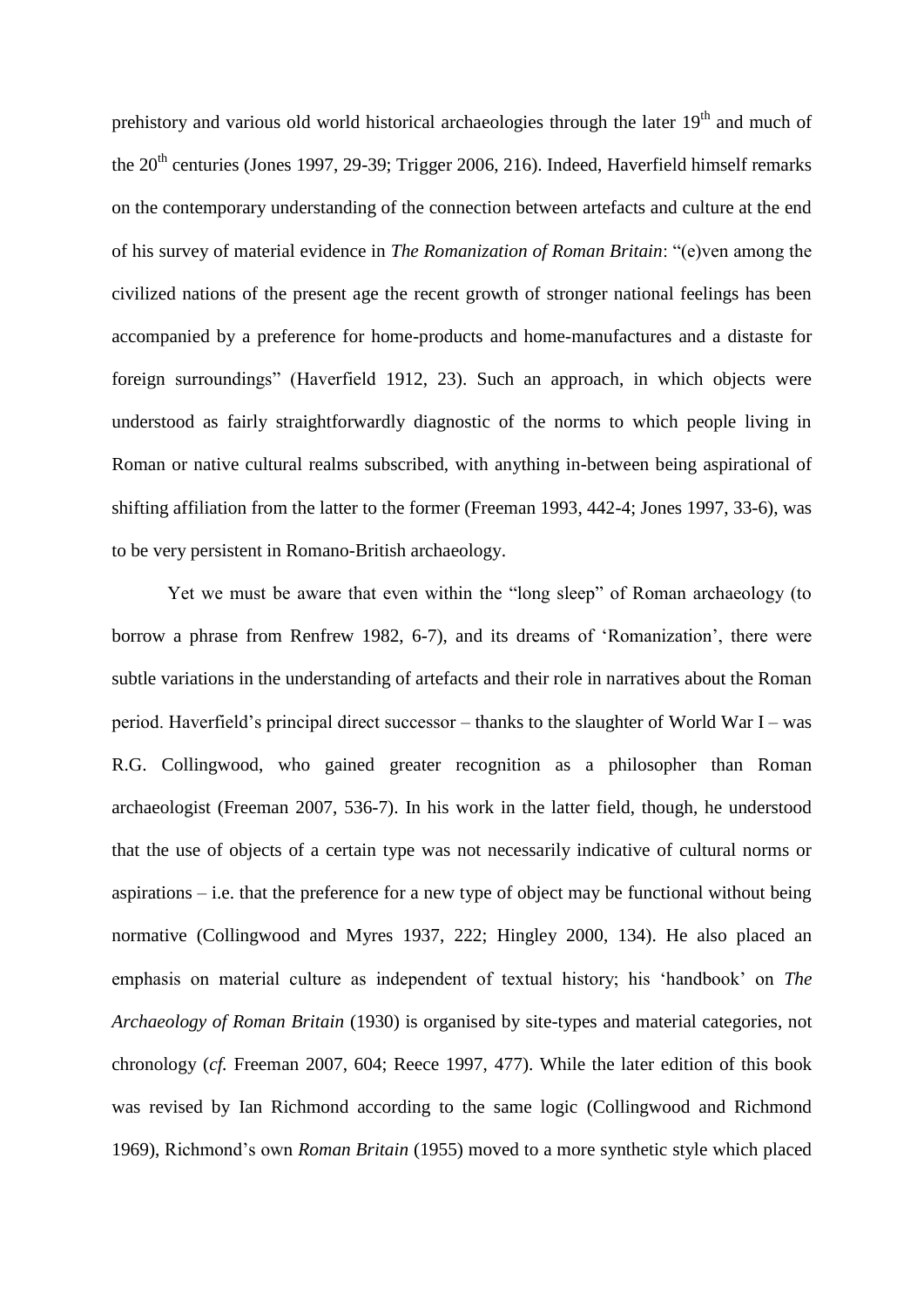prehistory and various old world historical archaeologies through the later 19th and much of the 20th centuries (Jones 1997, 29-39; Trigger 2006, 216). Indeed, Haverfield himself remarks on the contemporary understanding of the connection between artefacts and culture at the end of his survey of material evidence in *The Romanization of Roman Britain*: "(e)ven among the civilized nations of the present age the recent growth of stronger national feelings has been accompanied by a preference for home-products and home-manufactures and a distaste for foreign surroundings" (Haverfield 1912, 23). Such an approach, in which objects were understood as fairly straightforwardly diagnostic of the norms to which people living in Roman or native cultural realms subscribed, with anything in-between being aspirational of shifting affiliation from the latter to the former (Freeman 1993, 442-4; Jones 1997, 33-6), was to be very persistent in Romano-British archaeology.

Yet we must be aware that even within the "long sleep" of Roman archaeology (to borrow a phrase from Renfrew 1982, 6-7), and its dreams of 'Romanization', there were subtle variations in the understanding of artefacts and their role in narratives about the Roman period. Haverfield's principal direct successor – thanks to the slaughter of World War I – was R.G. Collingwood, who gained greater recognition as a philosopher than Roman archaeologist (Freeman 2007, 536-7). In his work in the latter field, though, he understood that the use of objects of a certain type was not necessarily indicative of cultural norms or aspirations – i.e. that the preference for a new type of object may be functional without being normative (Collingwood and Myres 1937, 222; Hingley 2000, 134). He also placed an emphasis on material culture as independent of textual history; his 'handbook' on *The Archaeology of Roman Britain* (1930) is organised by site-types and material categories, not chronology (*cf.* Freeman 2007, 604; Reece 1997, 477). While the later edition of this book was revised by Ian Richmond according to the same logic (Collingwood and Richmond 1969), Richmond's own *Roman Britain* (1955) moved to a more synthetic style which placed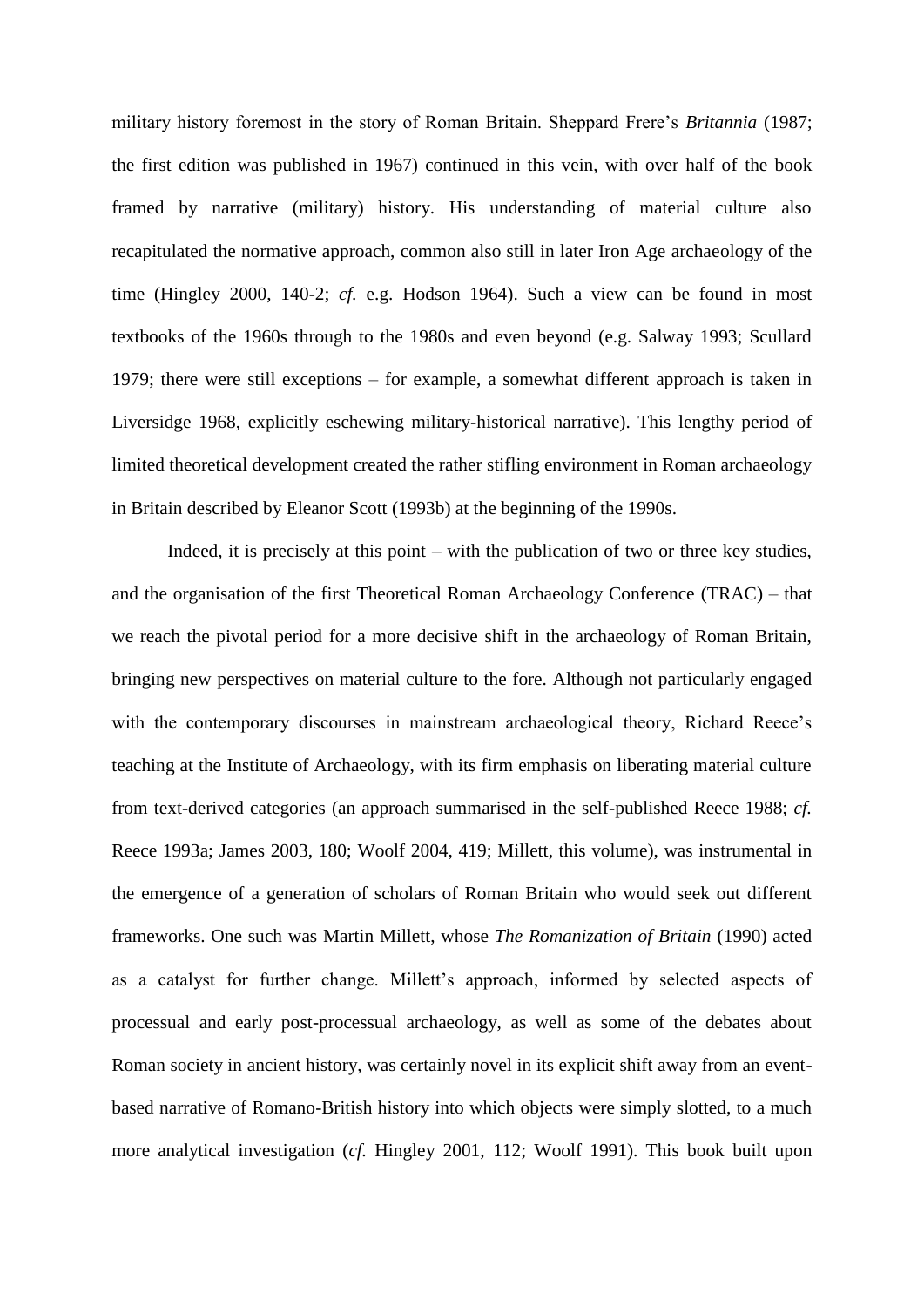military history foremost in the story of Roman Britain. Sheppard Frere's *Britannia* (1987; the first edition was published in 1967) continued in this vein, with over half of the book framed by narrative (military) history. His understanding of material culture also recapitulated the normative approach, common also still in later Iron Age archaeology of the time (Hingley 2000, 140-2; *cf.* e.g. Hodson 1964). Such a view can be found in most textbooks of the 1960s through to the 1980s and even beyond (e.g. Salway 1993; Scullard 1979; there were still exceptions – for example, a somewhat different approach is taken in Liversidge 1968, explicitly eschewing military-historical narrative). This lengthy period of limited theoretical development created the rather stifling environment in Roman archaeology in Britain described by Eleanor Scott (1993b) at the beginning of the 1990s.

Indeed, it is precisely at this point – with the publication of two or three key studies, and the organisation of the first Theoretical Roman Archaeology Conference (TRAC) – that we reach the pivotal period for a more decisive shift in the archaeology of Roman Britain, bringing new perspectives on material culture to the fore. Although not particularly engaged with the contemporary discourses in mainstream archaeological theory, Richard Reece's teaching at the Institute of Archaeology, with its firm emphasis on liberating material culture from text-derived categories (an approach summarised in the self-published Reece 1988; *cf.* Reece 1993a; James 2003, 180; Woolf 2004, 419; Millett, this volume), was instrumental in the emergence of a generation of scholars of Roman Britain who would seek out different frameworks. One such was Martin Millett, whose *The Romanization of Britain* (1990) acted as a catalyst for further change. Millett's approach, informed by selected aspects of processual and early post-processual archaeology, as well as some of the debates about Roman society in ancient history, was certainly novel in its explicit shift away from an event-based narrative of Romano-British history into which objects were simply slotted, to a much more analytical investigation (*cf.* Hingley 2001, 112; Woolf 1991). This book built upon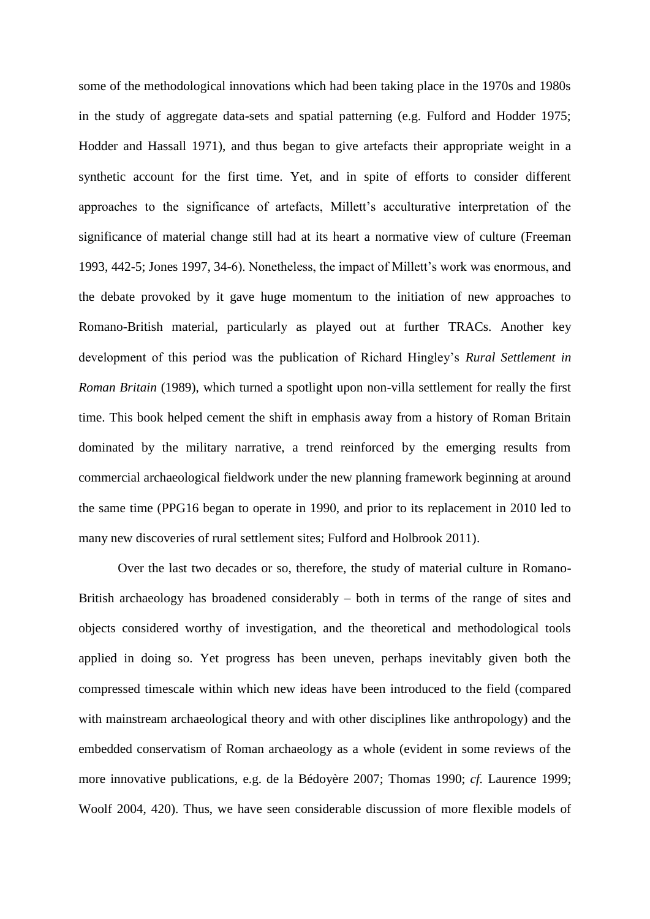some of the methodological innovations which had been taking place in the 1970s and 1980s in the study of aggregate data-sets and spatial patterning (e.g. Fulford and Hodder 1975; Hodder and Hassall 1971), and thus began to give artefacts their appropriate weight in a synthetic account for the first time. Yet, and in spite of efforts to consider different approaches to the significance of artefacts, Millett's acculturative interpretation of the significance of material change still had at its heart a normative view of culture (Freeman 1993, 442-5; Jones 1997, 34-6). Nonetheless, the impact of Millett's work was enormous, and the debate provoked by it gave huge momentum to the initiation of new approaches to Romano-British material, particularly as played out at further TRACs. Another key development of this period was the publication of Richard Hingley's *Rural Settlement in Roman Britain* (1989), which turned a spotlight upon non-villa settlement for really the first time. This book helped cement the shift in emphasis away from a history of Roman Britain dominated by the military narrative, a trend reinforced by the emerging results from commercial archaeological fieldwork under the new planning framework beginning at around the same time (PPG16 began to operate in 1990, and prior to its replacement in 2010 led to many new discoveries of rural settlement sites; Fulford and Holbrook 2011).

Over the last two decades or so, therefore, the study of material culture in Romano-British archaeology has broadened considerably – both in terms of the range of sites and objects considered worthy of investigation, and the theoretical and methodological tools applied in doing so. Yet progress has been uneven, perhaps inevitably given both the compressed timescale within which new ideas have been introduced to the field (compared with mainstream archaeological theory and with other disciplines like anthropology) and the embedded conservatism of Roman archaeology as a whole (evident in some reviews of the more innovative publications, e.g. de la Bédoyère 2007; Thomas 1990; *cf.* Laurence 1999; Woolf 2004, 420). Thus, we have seen considerable discussion of more flexible models of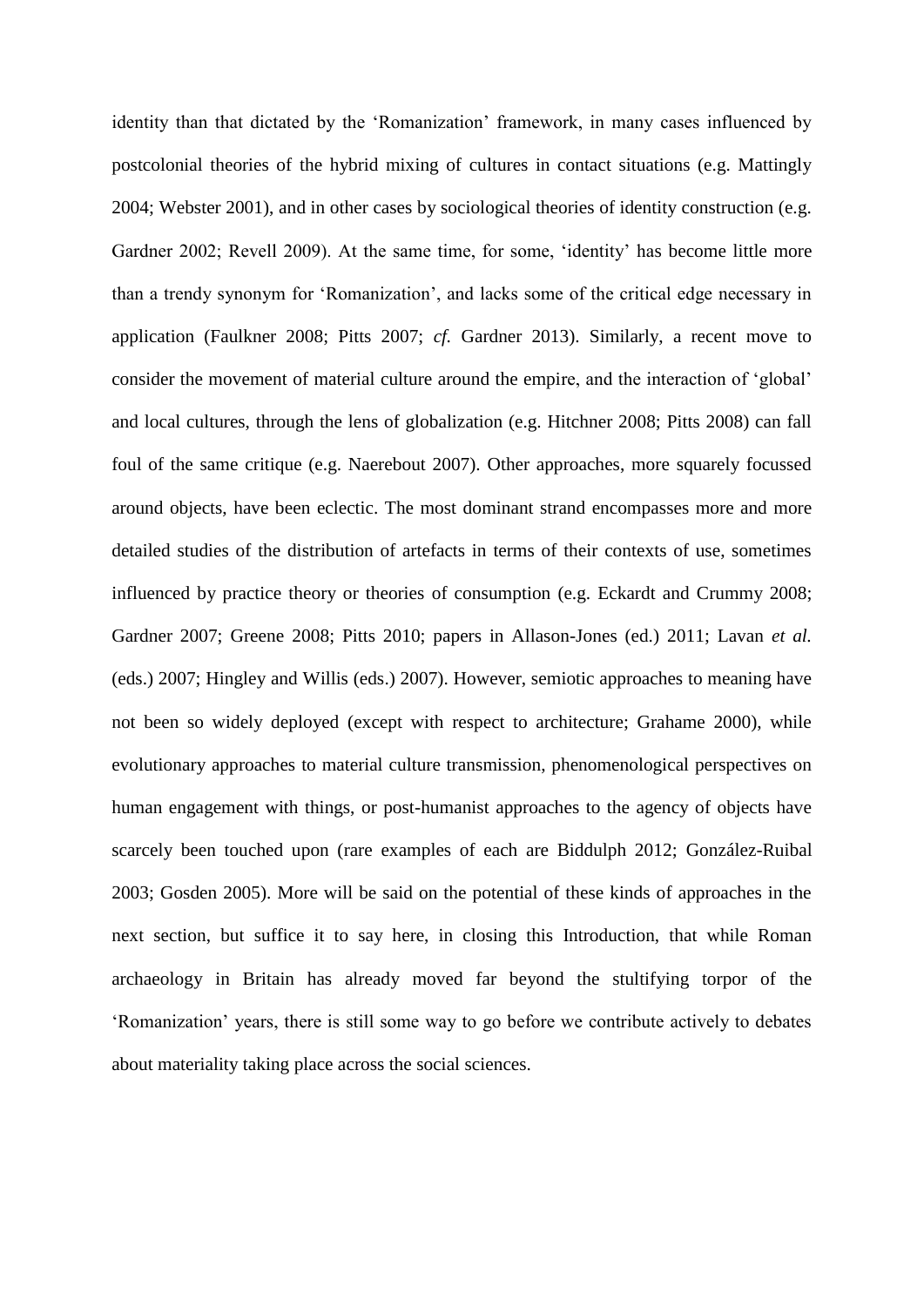identity than that dictated by the 'Romanization' framework, in many cases influenced by postcolonial theories of the hybrid mixing of cultures in contact situations (e.g. Mattingly 2004; Webster 2001), and in other cases by sociological theories of identity construction (e.g. Gardner 2002; Revell 2009). At the same time, for some, 'identity' has become little more than a trendy synonym for 'Romanization', and lacks some of the critical edge necessary in application (Faulkner 2008; Pitts 2007; *cf.* Gardner 2013). Similarly, a recent move to consider the movement of material culture around the empire, and the interaction of 'global' and local cultures, through the lens of globalization (e.g. Hitchner 2008; Pitts 2008) can fall foul of the same critique (e.g. Naerebout 2007). Other approaches, more squarely focussed around objects, have been eclectic. The most dominant strand encompasses more and more detailed studies of the distribution of artefacts in terms of their contexts of use, sometimes influenced by practice theory or theories of consumption (e.g. Eckardt and Crummy 2008; Gardner 2007; Greene 2008; Pitts 2010; papers in Allason-Jones (ed.) 2011; Lavan *et al.* (eds.) 2007; Hingley and Willis (eds.) 2007). However, semiotic approaches to meaning have not been so widely deployed (except with respect to architecture; Grahame 2000), while evolutionary approaches to material culture transmission, phenomenological perspectives on human engagement with things, or post-humanist approaches to the agency of objects have scarcely been touched upon (rare examples of each are Biddulph 2012; González-Ruibal 2003; Gosden 2005). More will be said on the potential of these kinds of approaches in the next section, but suffice it to say here, in closing this Introduction, that while Roman archaeology in Britain has already moved far beyond the stultifying torpor of the 'Romanization' years, there is still some way to go before we contribute actively to debates about materiality taking place across the social sciences.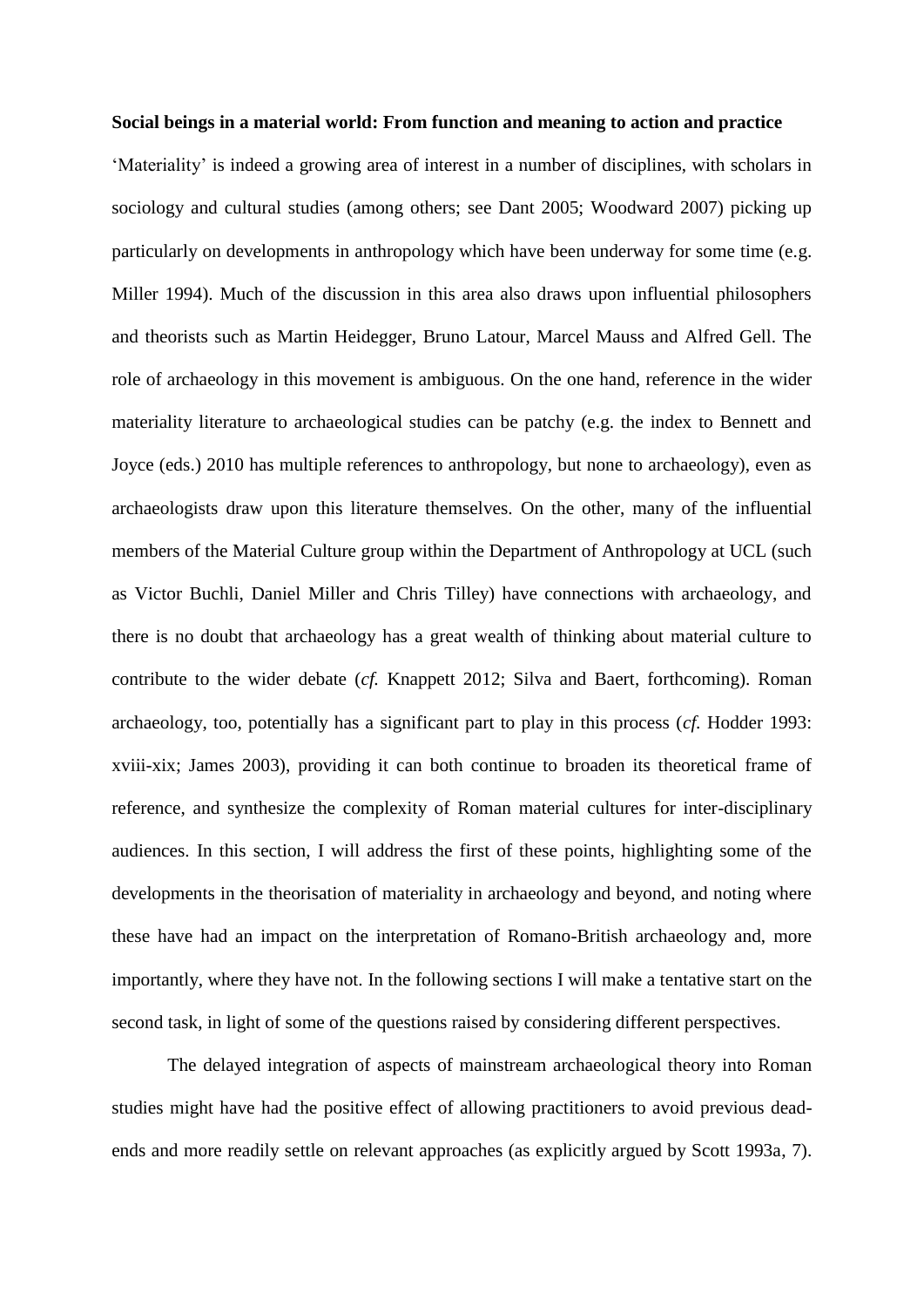**Social beings in a material world: From function and meaning to action and practice**

'Materiality' is indeed a growing area of interest in a number of disciplines, with scholars in sociology and cultural studies (among others; see Dant 2005; Woodward 2007) picking up particularly on developments in anthropology which have been underway for some time (e.g. Miller 1994). Much of the discussion in this area also draws upon influential philosophers and theorists such as Martin Heidegger, Bruno Latour, Marcel Mauss and Alfred Gell. The role of archaeology in this movement is ambiguous. On the one hand, reference in the wider materiality literature to archaeological studies can be patchy (e.g. the index to Bennett and Joyce (eds.) 2010 has multiple references to anthropology, but none to archaeology), even as archaeologists draw upon this literature themselves. On the other, many of the influential members of the Material Culture group within the Department of Anthropology at UCL (such as Victor Buchli, Daniel Miller and Chris Tilley) have connections with archaeology, and there is no doubt that archaeology has a great wealth of thinking about material culture to contribute to the wider debate (*cf.* Knappett 2012; Silva and Baert, forthcoming). Roman archaeology, too, potentially has a significant part to play in this process (*cf.* Hodder 1993: xviii-xix; James 2003), providing it can both continue to broaden its theoretical frame of reference, and synthesize the complexity of Roman material cultures for inter-disciplinary audiences. In this section, I will address the first of these points, highlighting some of the developments in the theorisation of materiality in archaeology and beyond, and noting where these have had an impact on the interpretation of Romano-British archaeology and, more importantly, where they have not. In the following sections I will make a tentative start on the second task, in light of some of the questions raised by considering different perspectives.

The delayed integration of aspects of mainstream archaeological theory into Roman studies might have had the positive effect of allowing practitioners to avoid previous dead-ends and more readily settle on relevant approaches (as explicitly argued by Scott 1993a, 7).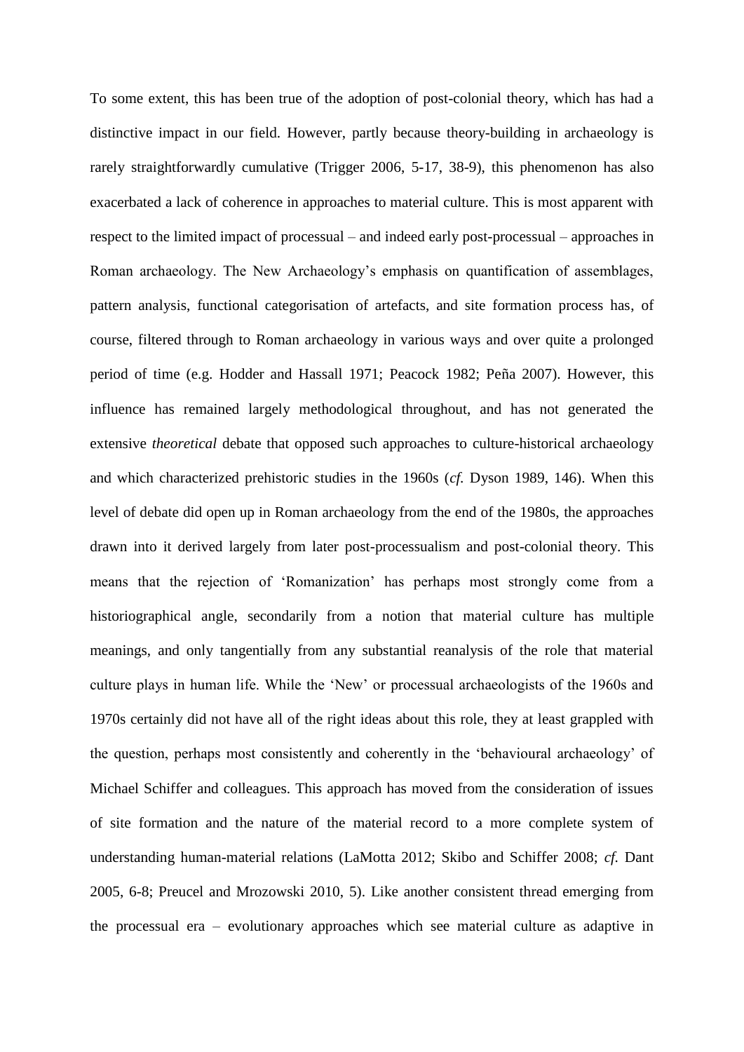To some extent, this has been true of the adoption of post-colonial theory, which has had a distinctive impact in our field. However, partly because theory-building in archaeology is rarely straightforwardly cumulative (Trigger 2006, 5-17, 38-9), this phenomenon has also exacerbated a lack of coherence in approaches to material culture. This is most apparent with respect to the limited impact of processual – and indeed early post-processual – approaches in Roman archaeology. The New Archaeology's emphasis on quantification of assemblages, pattern analysis, functional categorisation of artefacts, and site formation process has, of course, filtered through to Roman archaeology in various ways and over quite a prolonged period of time (e.g. Hodder and Hassall 1971; Peacock 1982; Peña 2007). However, this influence has remained largely methodological throughout, and has not generated the extensive *theoretical* debate that opposed such approaches to culture-historical archaeology and which characterized prehistoric studies in the 1960s (*cf.* Dyson 1989, 146). When this level of debate did open up in Roman archaeology from the end of the 1980s, the approaches drawn into it derived largely from later post-processualism and post-colonial theory. This means that the rejection of 'Romanization' has perhaps most strongly come from a historiographical angle, secondarily from a notion that material culture has multiple meanings, and only tangentially from any substantial reanalysis of the role that material culture plays in human life. While the 'New' or processual archaeologists of the 1960s and 1970s certainly did not have all of the right ideas about this role, they at least grappled with the question, perhaps most consistently and coherently in the 'behavioural archaeology' of Michael Schiffer and colleagues. This approach has moved from the consideration of issues of site formation and the nature of the material record to a more complete system of understanding human-material relations (LaMotta 2012; Skibo and Schiffer 2008; *cf.* Dant 2005, 6-8; Preucel and Mrozowski 2010, 5). Like another consistent thread emerging from the processual era – evolutionary approaches which see material culture as adaptive in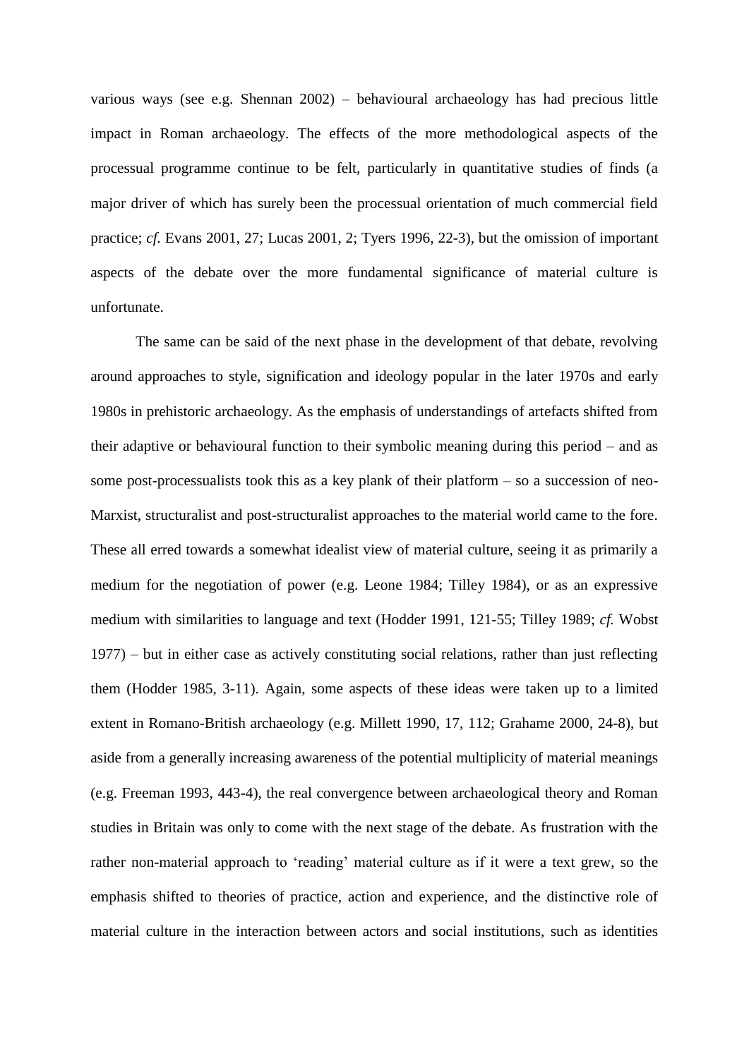various ways (see e.g. Shennan 2002) – behavioural archaeology has had precious little impact in Roman archaeology. The effects of the more methodological aspects of the processual programme continue to be felt, particularly in quantitative studies of finds (a major driver of which has surely been the processual orientation of much commercial field practice; *cf.* Evans 2001, 27; Lucas 2001, 2; Tyers 1996, 22-3), but the omission of important aspects of the debate over the more fundamental significance of material culture is unfortunate.

The same can be said of the next phase in the development of that debate, revolving around approaches to style, signification and ideology popular in the later 1970s and early 1980s in prehistoric archaeology. As the emphasis of understandings of artefacts shifted from their adaptive or behavioural function to their symbolic meaning during this period – and as some post-processualists took this as a key plank of their platform – so a succession of neo-Marxist, structuralist and post-structuralist approaches to the material world came to the fore. These all erred towards a somewhat idealist view of material culture, seeing it as primarily a medium for the negotiation of power (e.g. Leone 1984; Tilley 1984), or as an expressive medium with similarities to language and text (Hodder 1991, 121-55; Tilley 1989; *cf.* Wobst 1977) – but in either case as actively constituting social relations, rather than just reflecting them (Hodder 1985, 3-11). Again, some aspects of these ideas were taken up to a limited extent in Romano-British archaeology (e.g. Millett 1990, 17, 112; Grahame 2000, 24-8), but aside from a generally increasing awareness of the potential multiplicity of material meanings (e.g. Freeman 1993, 443-4), the real convergence between archaeological theory and Roman studies in Britain was only to come with the next stage of the debate. As frustration with the rather non-material approach to 'reading' material culture as if it were a text grew, so the emphasis shifted to theories of practice, action and experience, and the distinctive role of material culture in the interaction between actors and social institutions, such as identities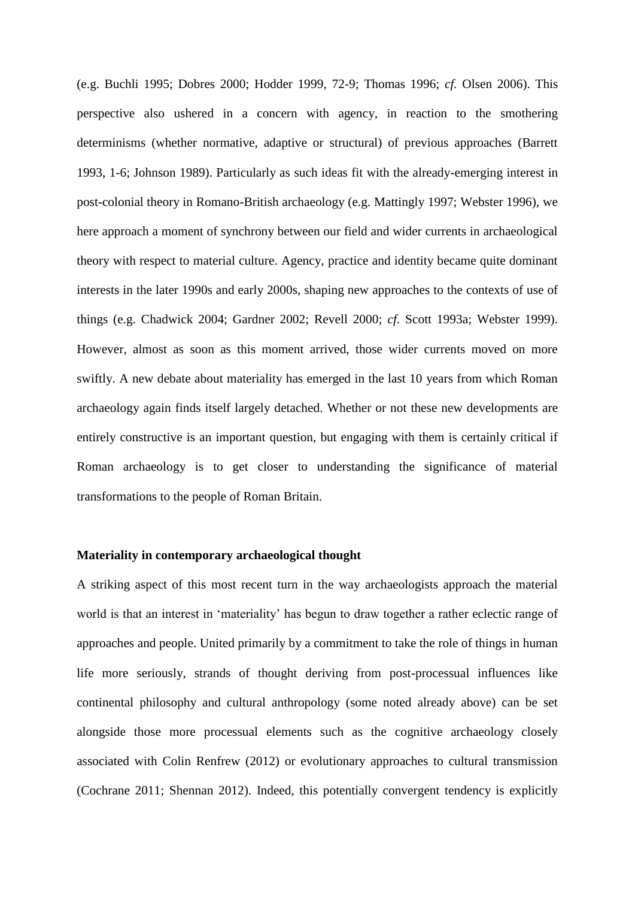(e.g. Buchli 1995; Dobres 2000; Hodder 1999, 72-9; Thomas 1996; *cf.* Olsen 2006). This perspective also ushered in a concern with agency, in reaction to the smothering determinisms (whether normative, adaptive or structural) of previous approaches (Barrett 1993, 1-6; Johnson 1989). Particularly as such ideas fit with the already-emerging interest in post-colonial theory in Romano-British archaeology (e.g. Mattingly 1997; Webster 1996), we here approach a moment of synchrony between our field and wider currents in archaeological theory with respect to material culture. Agency, practice and identity became quite dominant interests in the later 1990s and early 2000s, shaping new approaches to the contexts of use of things (e.g. Chadwick 2004; Gardner 2002; Revell 2000; *cf.* Scott 1993a; Webster 1999). However, almost as soon as this moment arrived, those wider currents moved on more swiftly. A new debate about materiality has emerged in the last 10 years from which Roman archaeology again finds itself largely detached. Whether or not these new developments are entirely constructive is an important question, but engaging with them is certainly critical if Roman archaeology is to get closer to understanding the significance of material transformations to the people of Roman Britain.

**Materiality in contemporary archaeological thought**

A striking aspect of this most recent turn in the way archaeologists approach the material world is that an interest in 'materiality' has begun to draw together a rather eclectic range of approaches and people. United primarily by a commitment to take the role of things in human life more seriously, strands of thought deriving from post-processual influences like continental philosophy and cultural anthropology (some noted already above) can be set alongside those more processual elements such as the cognitive archaeology closely associated with Colin Renfrew (2012) or evolutionary approaches to cultural transmission (Cochrane 2011; Shennan 2012). Indeed, this potentially convergent tendency is explicitly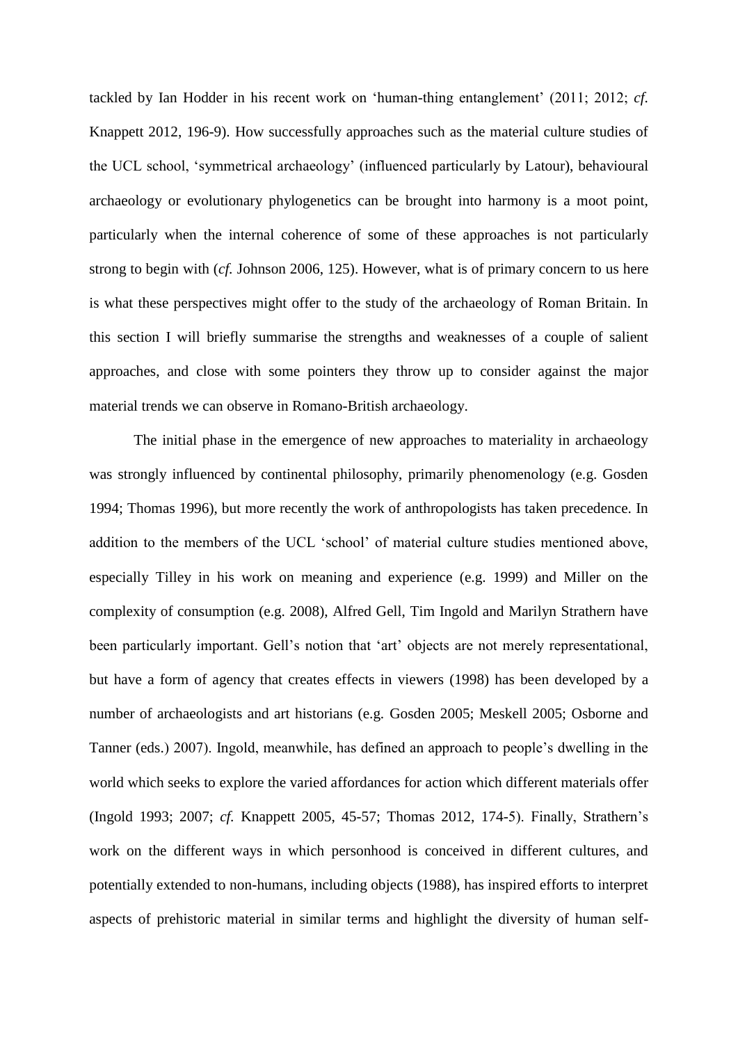tackled by Ian Hodder in his recent work on 'human-thing entanglement' (2011; 2012; *cf.* Knappett 2012, 196-9). How successfully approaches such as the material culture studies of the UCL school, 'symmetrical archaeology' (influenced particularly by Latour), behavioural archaeology or evolutionary phylogenetics can be brought into harmony is a moot point, particularly when the internal coherence of some of these approaches is not particularly strong to begin with (*cf.* Johnson 2006, 125). However, what is of primary concern to us here is what these perspectives might offer to the study of the archaeology of Roman Britain. In this section I will briefly summarise the strengths and weaknesses of a couple of salient approaches, and close with some pointers they throw up to consider against the major material trends we can observe in Romano-British archaeology.

The initial phase in the emergence of new approaches to materiality in archaeology was strongly influenced by continental philosophy, primarily phenomenology (e.g. Gosden 1994; Thomas 1996), but more recently the work of anthropologists has taken precedence. In addition to the members of the UCL 'school' of material culture studies mentioned above, especially Tilley in his work on meaning and experience (e.g. 1999) and Miller on the complexity of consumption (e.g. 2008), Alfred Gell, Tim Ingold and Marilyn Strathern have been particularly important. Gell's notion that 'art' objects are not merely representational, but have a form of agency that creates effects in viewers (1998) has been developed by a number of archaeologists and art historians (e.g. Gosden 2005; Meskell 2005; Osborne and Tanner (eds.) 2007). Ingold, meanwhile, has defined an approach to people's dwelling in the world which seeks to explore the varied affordances for action which different materials offer (Ingold 1993; 2007; *cf.* Knappett 2005, 45-57; Thomas 2012, 174-5). Finally, Strathern's work on the different ways in which personhood is conceived in different cultures, and potentially extended to non-humans, including objects (1988), has inspired efforts to interpret aspects of prehistoric material in similar terms and highlight the diversity of human self-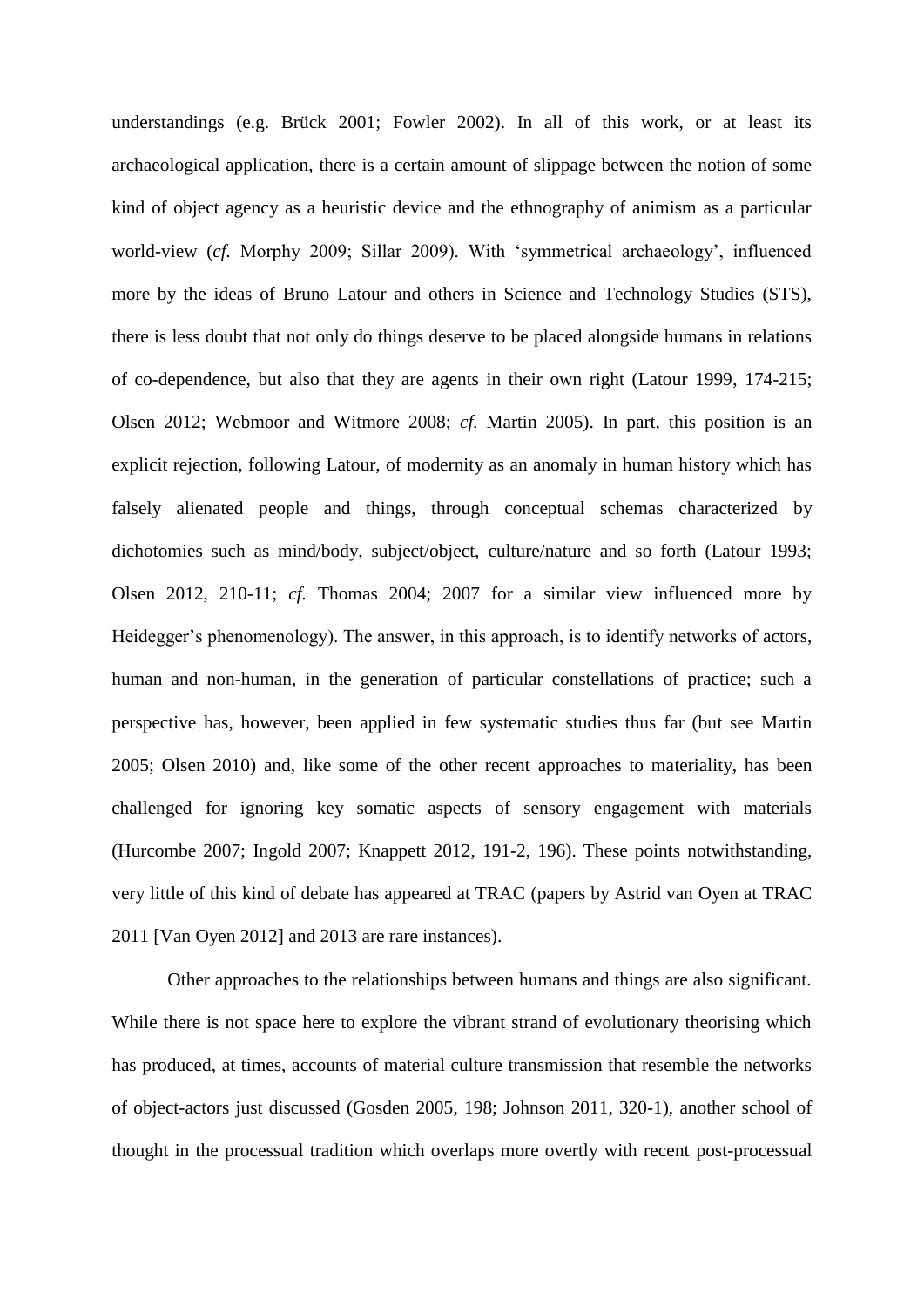understandings (e.g. Brück 2001; Fowler 2002). In all of this work, or at least its archaeological application, there is a certain amount of slippage between the notion of some kind of object agency as a heuristic device and the ethnography of animism as a particular world-view (*cf.* Morphy 2009; Sillar 2009). With 'symmetrical archaeology', influenced more by the ideas of Bruno Latour and others in Science and Technology Studies (STS), there is less doubt that not only do things deserve to be placed alongside humans in relations of co-dependence, but also that they are agents in their own right (Latour 1999, 174-215; Olsen 2012; Webmoor and Witmore 2008; *cf.* Martin 2005). In part, this position is an explicit rejection, following Latour, of modernity as an anomaly in human history which has falsely alienated people and things, through conceptual schemas characterized by dichotomies such as mind/body, subject/object, culture/nature and so forth (Latour 1993; Olsen 2012, 210-11; *cf.* Thomas 2004; 2007 for a similar view influenced more by Heidegger's phenomenology). The answer, in this approach, is to identify networks of actors, human and non-human, in the generation of particular constellations of practice; such a perspective has, however, been applied in few systematic studies thus far (but see Martin 2005; Olsen 2010) and, like some of the other recent approaches to materiality, has been challenged for ignoring key somatic aspects of sensory engagement with materials (Hurcombe 2007; Ingold 2007; Knappett 2012, 191-2, 196). These points notwithstanding, very little of this kind of debate has appeared at TRAC (papers by Astrid van Oyen at TRAC 2011 [Van Oyen 2012] and 2013 are rare instances).

Other approaches to the relationships between humans and things are also significant. While there is not space here to explore the vibrant strand of evolutionary theorising which has produced, at times, accounts of material culture transmission that resemble the networks of object-actors just discussed (Gosden 2005, 198; Johnson 2011, 320-1), another school of thought in the processual tradition which overlaps more overtly with recent post-processual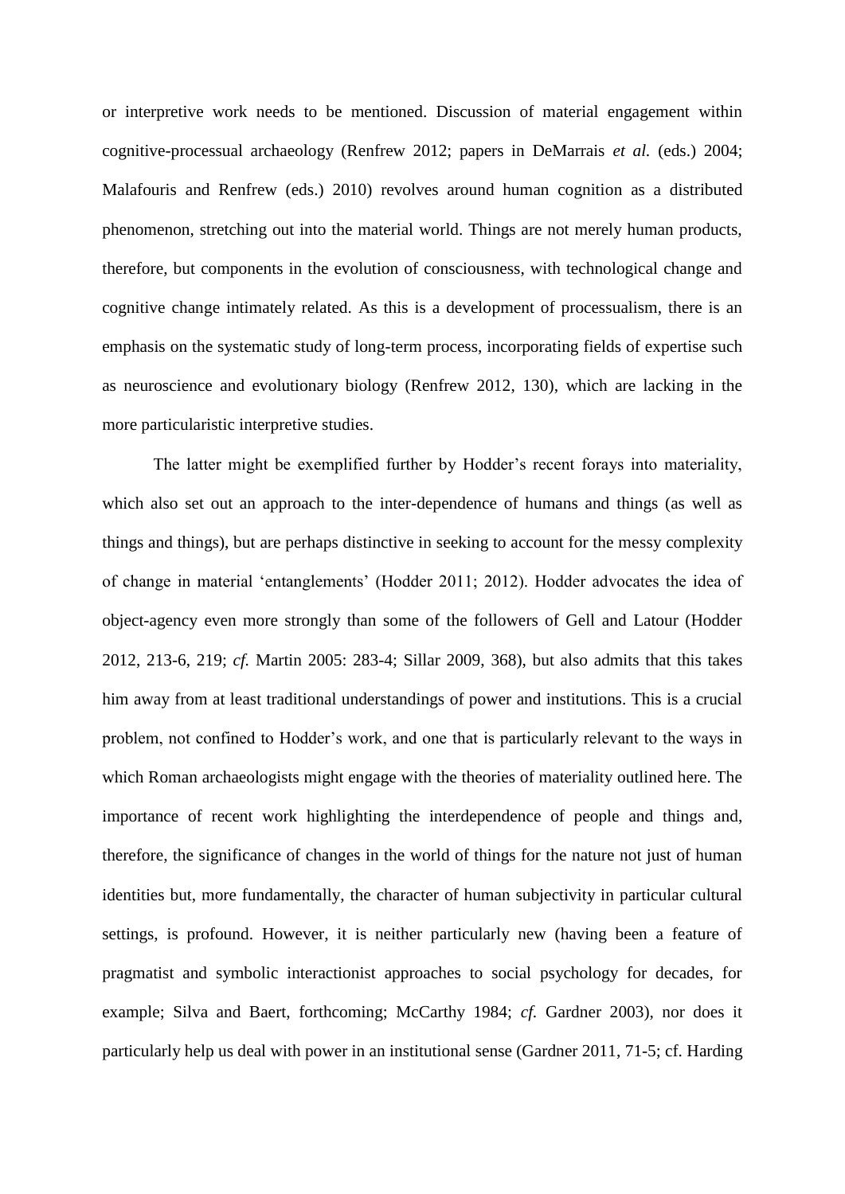or interpretive work needs to be mentioned. Discussion of material engagement within cognitive-processual archaeology (Renfrew 2012; papers in DeMarrais *et al.* (eds.) 2004; Malafouris and Renfrew (eds.) 2010) revolves around human cognition as a distributed phenomenon, stretching out into the material world. Things are not merely human products, therefore, but components in the evolution of consciousness, with technological change and cognitive change intimately related. As this is a development of processualism, there is an emphasis on the systematic study of long-term process, incorporating fields of expertise such as neuroscience and evolutionary biology (Renfrew 2012, 130), which are lacking in the more particularistic interpretive studies.

The latter might be exemplified further by Hodder's recent forays into materiality, which also set out an approach to the inter-dependence of humans and things (as well as things and things), but are perhaps distinctive in seeking to account for the messy complexity of change in material 'entanglements' (Hodder 2011; 2012). Hodder advocates the idea of object-agency even more strongly than some of the followers of Gell and Latour (Hodder 2012, 213-6, 219; *cf.* Martin 2005: 283-4; Sillar 2009, 368), but also admits that this takes him away from at least traditional understandings of power and institutions. This is a crucial problem, not confined to Hodder's work, and one that is particularly relevant to the ways in which Roman archaeologists might engage with the theories of materiality outlined here. The importance of recent work highlighting the interdependence of people and things and, therefore, the significance of changes in the world of things for the nature not just of human identities but, more fundamentally, the character of human subjectivity in particular cultural settings, is profound. However, it is neither particularly new (having been a feature of pragmatist and symbolic interactionist approaches to social psychology for decades, for example; Silva and Baert, forthcoming; McCarthy 1984; *cf.* Gardner 2003), nor does it particularly help us deal with power in an institutional sense (Gardner 2011, 71-5; cf. Harding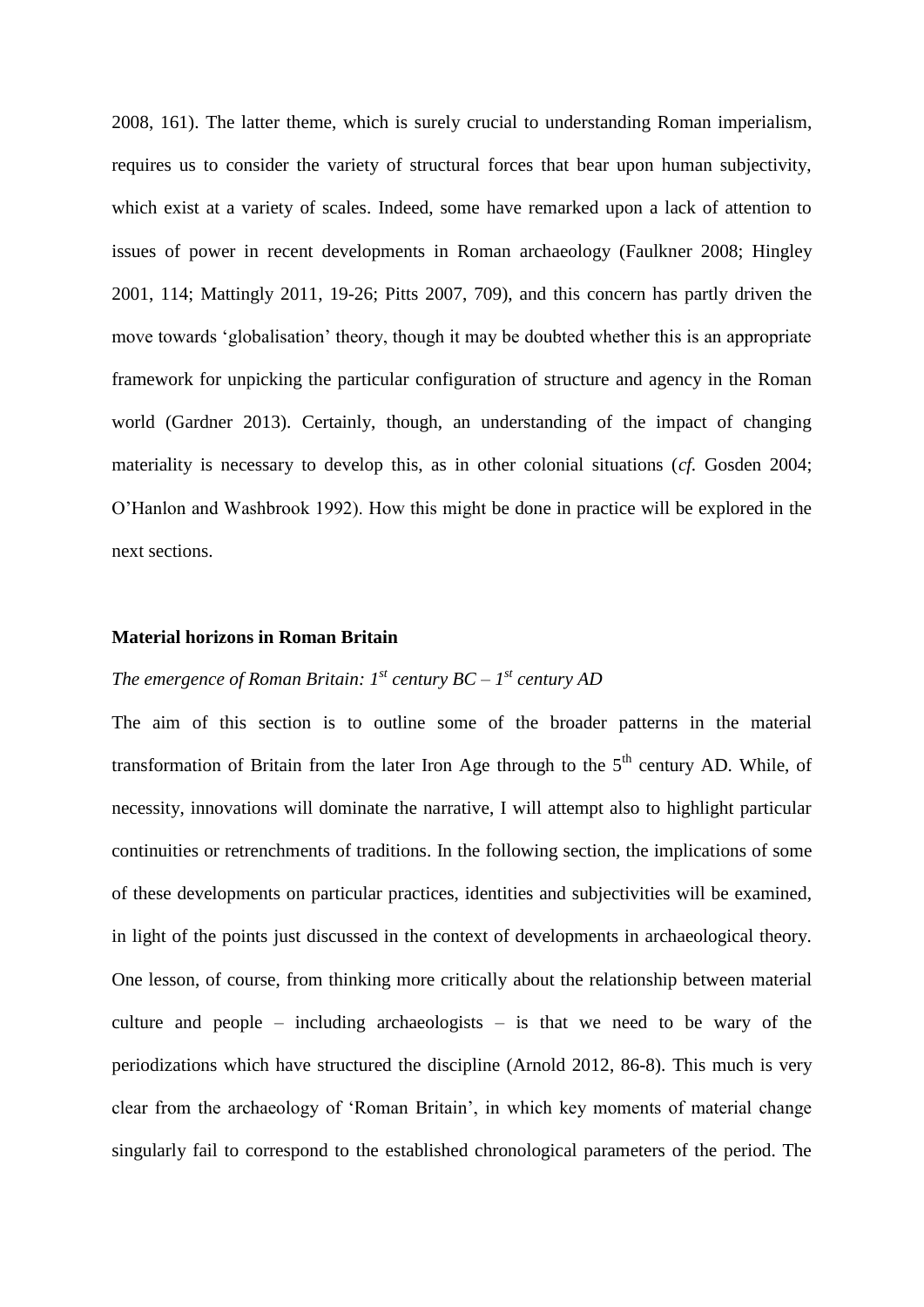2008, 161). The latter theme, which is surely crucial to understanding Roman imperialism, requires us to consider the variety of structural forces that bear upon human subjectivity, which exist at a variety of scales. Indeed, some have remarked upon a lack of attention to issues of power in recent developments in Roman archaeology (Faulkner 2008; Hingley 2001, 114; Mattingly 2011, 19-26; Pitts 2007, 709), and this concern has partly driven the move towards 'globalisation' theory, though it may be doubted whether this is an appropriate framework for unpicking the particular configuration of structure and agency in the Roman world (Gardner 2013). Certainly, though, an understanding of the impact of changing materiality is necessary to develop this, as in other colonial situations (*cf.* Gosden 2004; O'Hanlon and Washbrook 1992). How this might be done in practice will be explored in the next sections.

## Material horizons in Roman Britain

### *The emergence of Roman Britain: 1st century BC – 1st century AD*

The aim of this section is to outline some of the broader patterns in the material transformation of Britain from the later Iron Age through to the 5th century AD. While, of necessity, innovations will dominate the narrative, I will attempt also to highlight particular continuities or retrenchments of traditions. In the following section, the implications of some of these developments on particular practices, identities and subjectivities will be examined, in light of the points just discussed in the context of developments in archaeological theory. One lesson, of course, from thinking more critically about the relationship between material culture and people – including archaeologists – is that we need to be wary of the periodizations which have structured the discipline (Arnold 2012, 86-8). This much is very clear from the archaeology of 'Roman Britain', in which key moments of material change singularly fail to correspond to the established chronological parameters of the period. The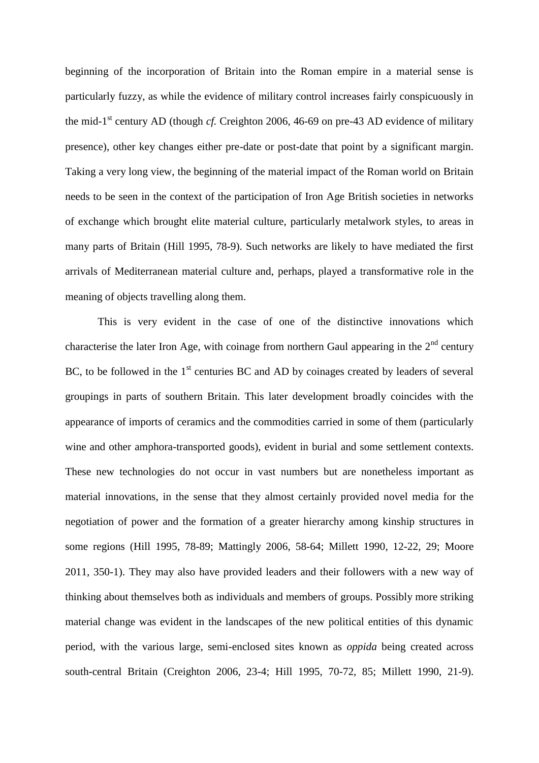beginning of the incorporation of Britain into the Roman empire in a material sense is particularly fuzzy, as while the evidence of military control increases fairly conspicuously in the mid-1st century AD (though *cf.* Creighton 2006, 46-69 on pre-43 AD evidence of military presence), other key changes either pre-date or post-date that point by a significant margin. Taking a very long view, the beginning of the material impact of the Roman world on Britain needs to be seen in the context of the participation of Iron Age British societies in networks of exchange which brought elite material culture, particularly metalwork styles, to areas in many parts of Britain (Hill 1995, 78-9). Such networks are likely to have mediated the first arrivals of Mediterranean material culture and, perhaps, played a transformative role in the meaning of objects travelling along them.

This is very evident in the case of one of the distinctive innovations which characterise the later Iron Age, with coinage from northern Gaul appearing in the 2nd century BC, to be followed in the 1st centuries BC and AD by coinages created by leaders of several groupings in parts of southern Britain. This later development broadly coincides with the appearance of imports of ceramics and the commodities carried in some of them (particularly wine and other amphora-transported goods), evident in burial and some settlement contexts. These new technologies do not occur in vast numbers but are nonetheless important as material innovations, in the sense that they almost certainly provided novel media for the negotiation of power and the formation of a greater hierarchy among kinship structures in some regions (Hill 1995, 78-89; Mattingly 2006, 58-64; Millett 1990, 12-22, 29; Moore 2011, 350-1). They may also have provided leaders and their followers with a new way of thinking about themselves both as individuals and members of groups. Possibly more striking material change was evident in the landscapes of the new political entities of this dynamic period, with the various large, semi-enclosed sites known as *oppida* being created across south-central Britain (Creighton 2006, 23-4; Hill 1995, 70-72, 85; Millett 1990, 21-9).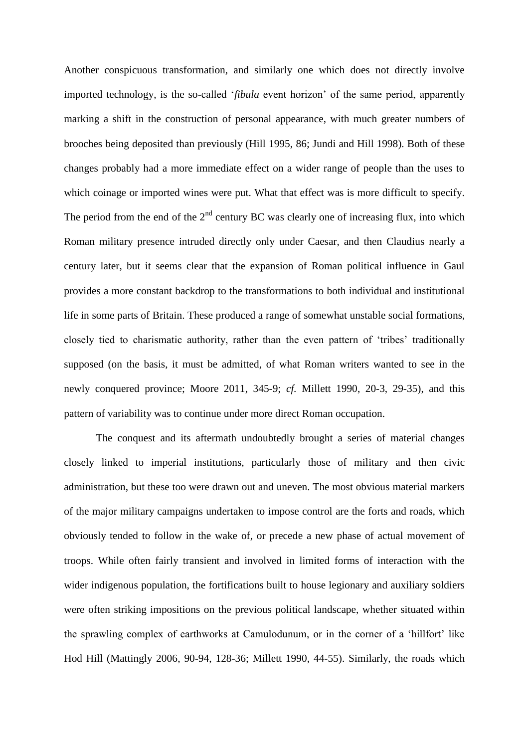Another conspicuous transformation, and similarly one which does not directly involve imported technology, is the so-called '*fibula* event horizon' of the same period, apparently marking a shift in the construction of personal appearance, with much greater numbers of brooches being deposited than previously (Hill 1995, 86; Jundi and Hill 1998). Both of these changes probably had a more immediate effect on a wider range of people than the uses to which coinage or imported wines were put. What that effect was is more difficult to specify. The period from the end of the 2nd century BC was clearly one of increasing flux, into which Roman military presence intruded directly only under Caesar, and then Claudius nearly a century later, but it seems clear that the expansion of Roman political influence in Gaul provides a more constant backdrop to the transformations to both individual and institutional life in some parts of Britain. These produced a range of somewhat unstable social formations, closely tied to charismatic authority, rather than the even pattern of 'tribes' traditionally supposed (on the basis, it must be admitted, of what Roman writers wanted to see in the newly conquered province; Moore 2011, 345-9; *cf.* Millett 1990, 20-3, 29-35), and this pattern of variability was to continue under more direct Roman occupation.

The conquest and its aftermath undoubtedly brought a series of material changes closely linked to imperial institutions, particularly those of military and then civic administration, but these too were drawn out and uneven. The most obvious material markers of the major military campaigns undertaken to impose control are the forts and roads, which obviously tended to follow in the wake of, or precede a new phase of actual movement of troops. While often fairly transient and involved in limited forms of interaction with the wider indigenous population, the fortifications built to house legionary and auxiliary soldiers were often striking impositions on the previous political landscape, whether situated within the sprawling complex of earthworks at Camulodunum, or in the corner of a 'hillfort' like Hod Hill (Mattingly 2006, 90-94, 128-36; Millett 1990, 44-55). Similarly, the roads which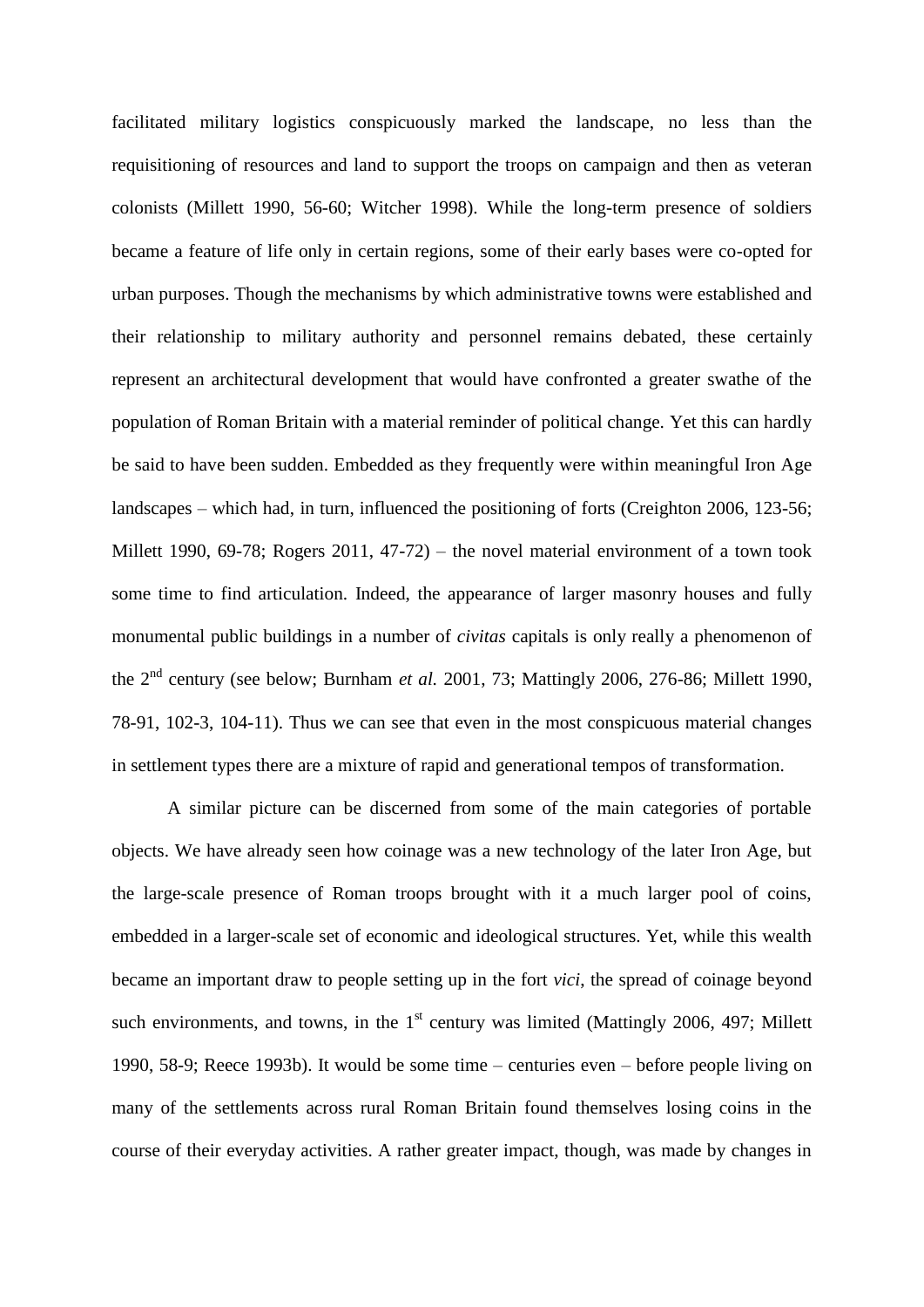facilitated military logistics conspicuously marked the landscape, no less than the requisitioning of resources and land to support the troops on campaign and then as veteran colonists (Millett 1990, 56-60; Witcher 1998). While the long-term presence of soldiers became a feature of life only in certain regions, some of their early bases were co-opted for urban purposes. Though the mechanisms by which administrative towns were established and their relationship to military authority and personnel remains debated, these certainly represent an architectural development that would have confronted a greater swathe of the population of Roman Britain with a material reminder of political change. Yet this can hardly be said to have been sudden. Embedded as they frequently were within meaningful Iron Age landscapes – which had, in turn, influenced the positioning of forts (Creighton 2006, 123-56; Millett 1990, 69-78; Rogers 2011, 47-72) – the novel material environment of a town took some time to find articulation. Indeed, the appearance of larger masonry houses and fully monumental public buildings in a number of *civitas* capitals is only really a phenomenon of the 2nd century (see below; Burnham *et al.* 2001, 73; Mattingly 2006, 276-86; Millett 1990, 78-91, 102-3, 104-11). Thus we can see that even in the most conspicuous material changes in settlement types there are a mixture of rapid and generational tempos of transformation.

A similar picture can be discerned from some of the main categories of portable objects. We have already seen how coinage was a new technology of the later Iron Age, but the large-scale presence of Roman troops brought with it a much larger pool of coins, embedded in a larger-scale set of economic and ideological structures. Yet, while this wealth became an important draw to people setting up in the fort *vici*, the spread of coinage beyond such environments, and towns, in the 1st century was limited (Mattingly 2006, 497; Millett 1990, 58-9; Reece 1993b). It would be some time – centuries even – before people living on many of the settlements across rural Roman Britain found themselves losing coins in the course of their everyday activities. A rather greater impact, though, was made by changes in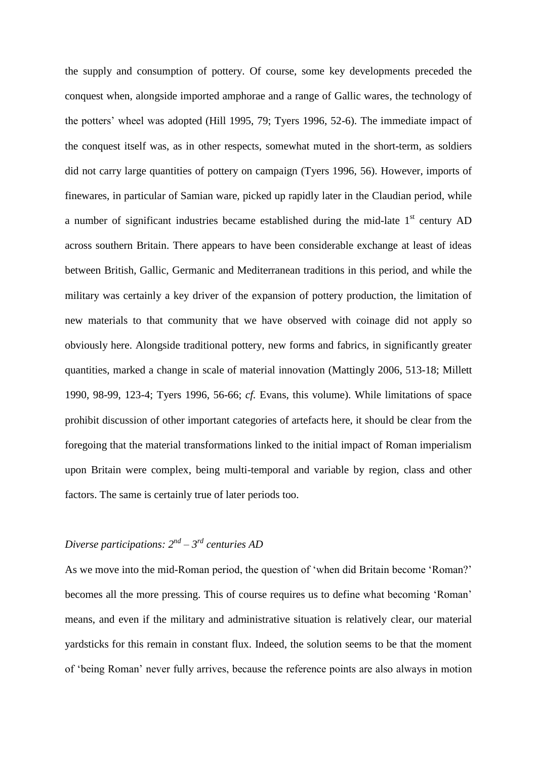the supply and consumption of pottery. Of course, some key developments preceded the conquest when, alongside imported amphorae and a range of Gallic wares, the technology of the potters' wheel was adopted (Hill 1995, 79; Tyers 1996, 52-6). The immediate impact of the conquest itself was, as in other respects, somewhat muted in the short-term, as soldiers did not carry large quantities of pottery on campaign (Tyers 1996, 56). However, imports of finewares, in particular of Samian ware, picked up rapidly later in the Claudian period, while a number of significant industries became established during the mid-late 1st century AD across southern Britain. There appears to have been considerable exchange at least of ideas between British, Gallic, Germanic and Mediterranean traditions in this period, and while the military was certainly a key driver of the expansion of pottery production, the limitation of new materials to that community that we have observed with coinage did not apply so obviously here. Alongside traditional pottery, new forms and fabrics, in significantly greater quantities, marked a change in scale of material innovation (Mattingly 2006, 513-18; Millett 1990, 98-99, 123-4; Tyers 1996, 56-66; *cf.* Evans, this volume). While limitations of space prohibit discussion of other important categories of artefacts here, it should be clear from the foregoing that the material transformations linked to the initial impact of Roman imperialism upon Britain were complex, being multi-temporal and variable by region, class and other factors. The same is certainly true of later periods too.

*Diverse participations: 2nd – 3rd centuries AD*

As we move into the mid-Roman period, the question of 'when did Britain become 'Roman?' becomes all the more pressing. This of course requires us to define what becoming 'Roman' means, and even if the military and administrative situation is relatively clear, our material yardsticks for this remain in constant flux. Indeed, the solution seems to be that the moment of 'being Roman' never fully arrives, because the reference points are also always in motion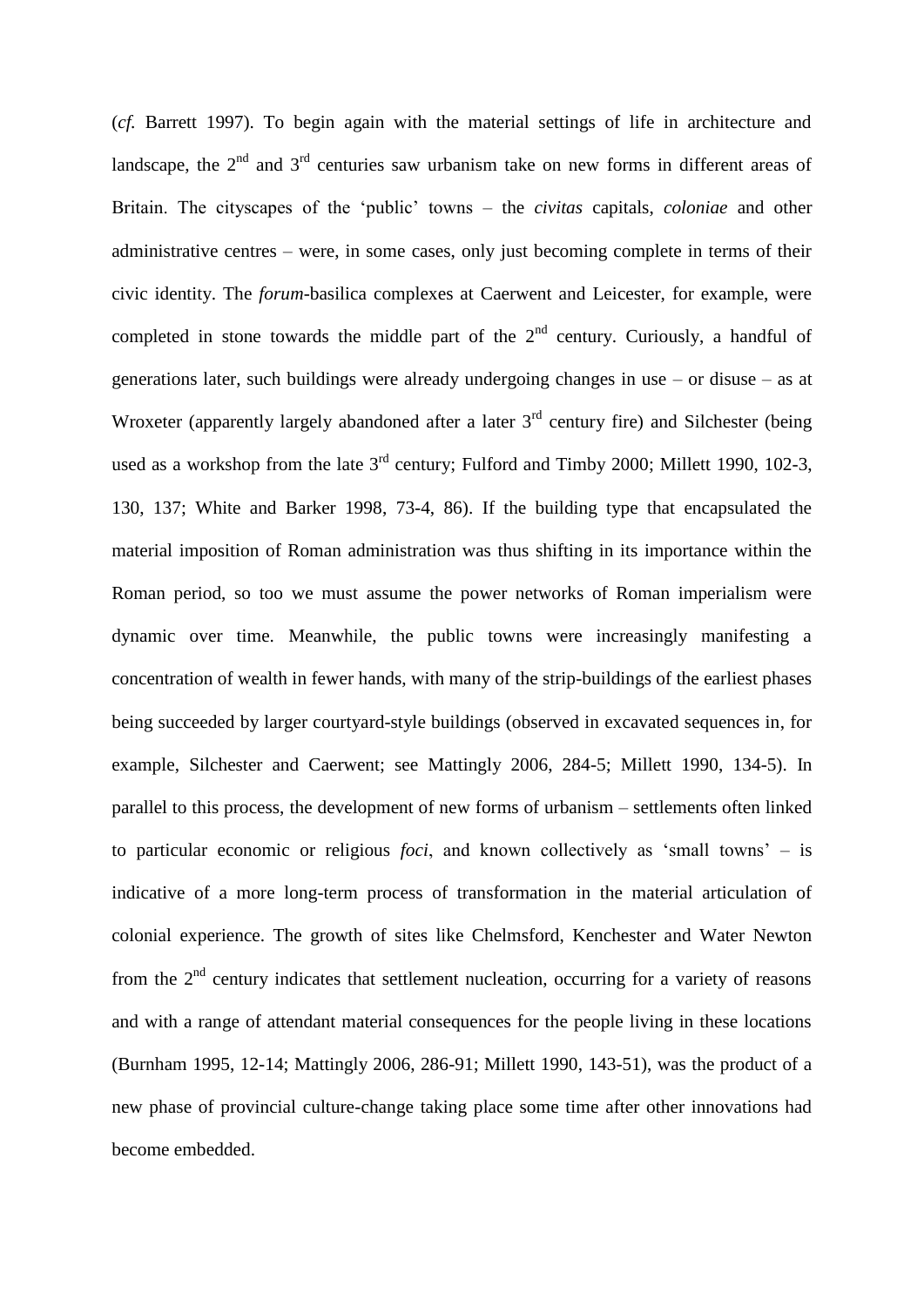(*cf.* Barrett 1997). To begin again with the material settings of life in architecture and landscape, the 2nd and 3rd centuries saw urbanism take on new forms in different areas of Britain. The cityscapes of the 'public' towns – the *civitas* capitals, *coloniae* and other administrative centres – were, in some cases, only just becoming complete in terms of their civic identity. The *forum*-basilica complexes at Caerwent and Leicester, for example, were completed in stone towards the middle part of the 2nd century. Curiously, a handful of generations later, such buildings were already undergoing changes in use – or disuse – as at Wroxeter (apparently largely abandoned after a later 3rd century fire) and Silchester (being used as a workshop from the late 3rd century; Fulford and Timby 2000; Millett 1990, 102-3, 130, 137; White and Barker 1998, 73-4, 86). If the building type that encapsulated the material imposition of Roman administration was thus shifting in its importance within the Roman period, so too we must assume the power networks of Roman imperialism were dynamic over time. Meanwhile, the public towns were increasingly manifesting a concentration of wealth in fewer hands, with many of the strip-buildings of the earliest phases being succeeded by larger courtyard-style buildings (observed in excavated sequences in, for example, Silchester and Caerwent; see Mattingly 2006, 284-5; Millett 1990, 134-5). In parallel to this process, the development of new forms of urbanism – settlements often linked to particular economic or religious *foci*, and known collectively as 'small towns' – is indicative of a more long-term process of transformation in the material articulation of colonial experience. The growth of sites like Chelmsford, Kenchester and Water Newton from the 2nd century indicates that settlement nucleation, occurring for a variety of reasons and with a range of attendant material consequences for the people living in these locations (Burnham 1995, 12-14; Mattingly 2006, 286-91; Millett 1990, 143-51), was the product of a new phase of provincial culture-change taking place some time after other innovations had become embedded.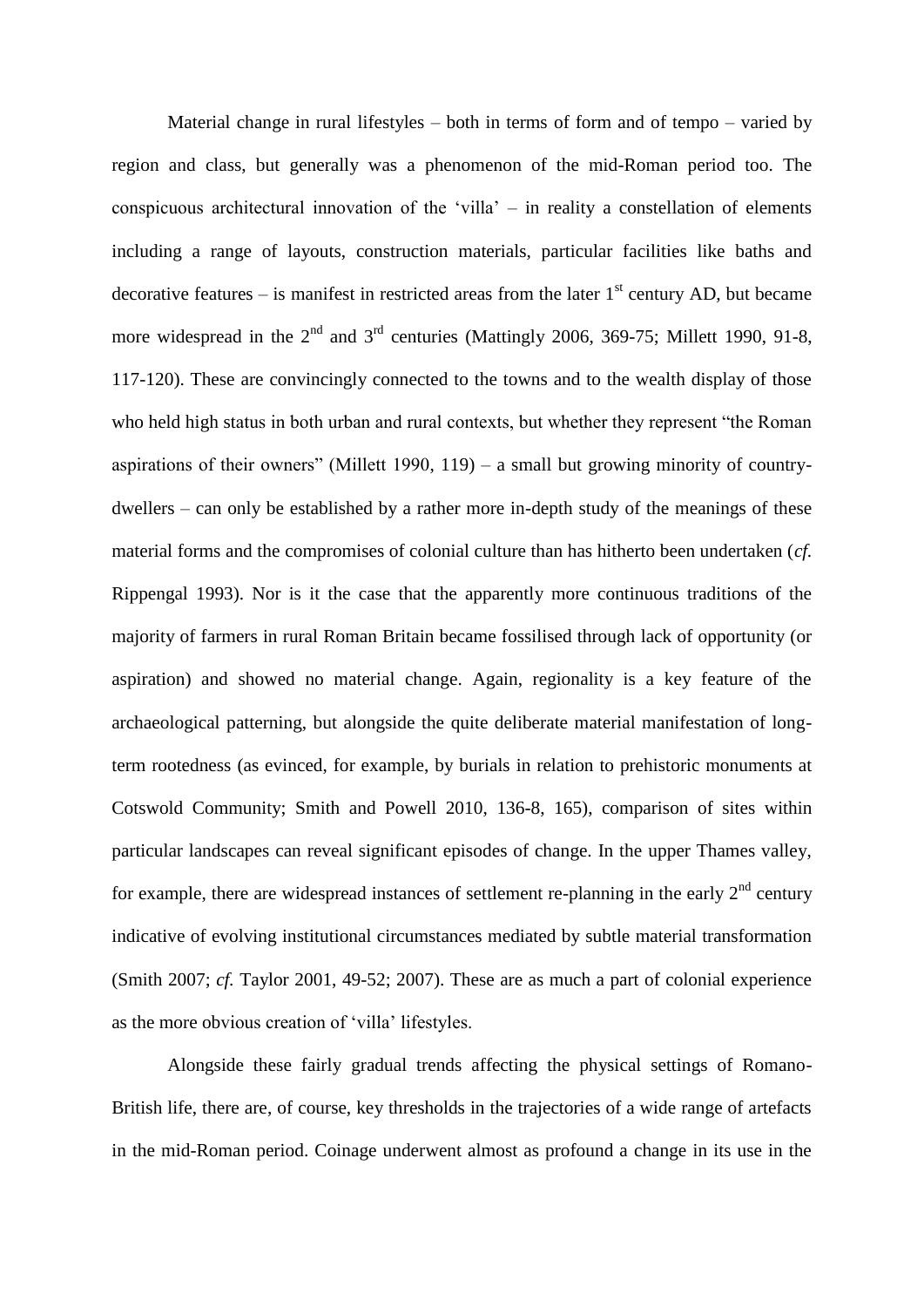Material change in rural lifestyles – both in terms of form and of tempo – varied by region and class, but generally was a phenomenon of the mid-Roman period too. The conspicuous architectural innovation of the 'villa' – in reality a constellation of elements including a range of layouts, construction materials, particular facilities like baths and decorative features – is manifest in restricted areas from the later 1st century AD, but became more widespread in the 2nd and 3rd centuries (Mattingly 2006, 369-75; Millett 1990, 91-8, 117-120). These are convincingly connected to the towns and to the wealth display of those who held high status in both urban and rural contexts, but whether they represent "the Roman aspirations of their owners" (Millett 1990, 119) – a small but growing minority of country-dwellers – can only be established by a rather more in-depth study of the meanings of these material forms and the compromises of colonial culture than has hitherto been undertaken (*cf.* Rippengal 1993). Nor is it the case that the apparently more continuous traditions of the majority of farmers in rural Roman Britain became fossilised through lack of opportunity (or aspiration) and showed no material change. Again, regionality is a key feature of the archaeological patterning, but alongside the quite deliberate material manifestation of long-term rootedness (as evinced, for example, by burials in relation to prehistoric monuments at Cotswold Community; Smith and Powell 2010, 136-8, 165), comparison of sites within particular landscapes can reveal significant episodes of change. In the upper Thames valley, for example, there are widespread instances of settlement re-planning in the early 2nd century indicative of evolving institutional circumstances mediated by subtle material transformation (Smith 2007; *cf.* Taylor 2001, 49-52; 2007). These are as much a part of colonial experience as the more obvious creation of 'villa' lifestyles.

Alongside these fairly gradual trends affecting the physical settings of Romano-British life, there are, of course, key thresholds in the trajectories of a wide range of artefacts in the mid-Roman period. Coinage underwent almost as profound a change in its use in the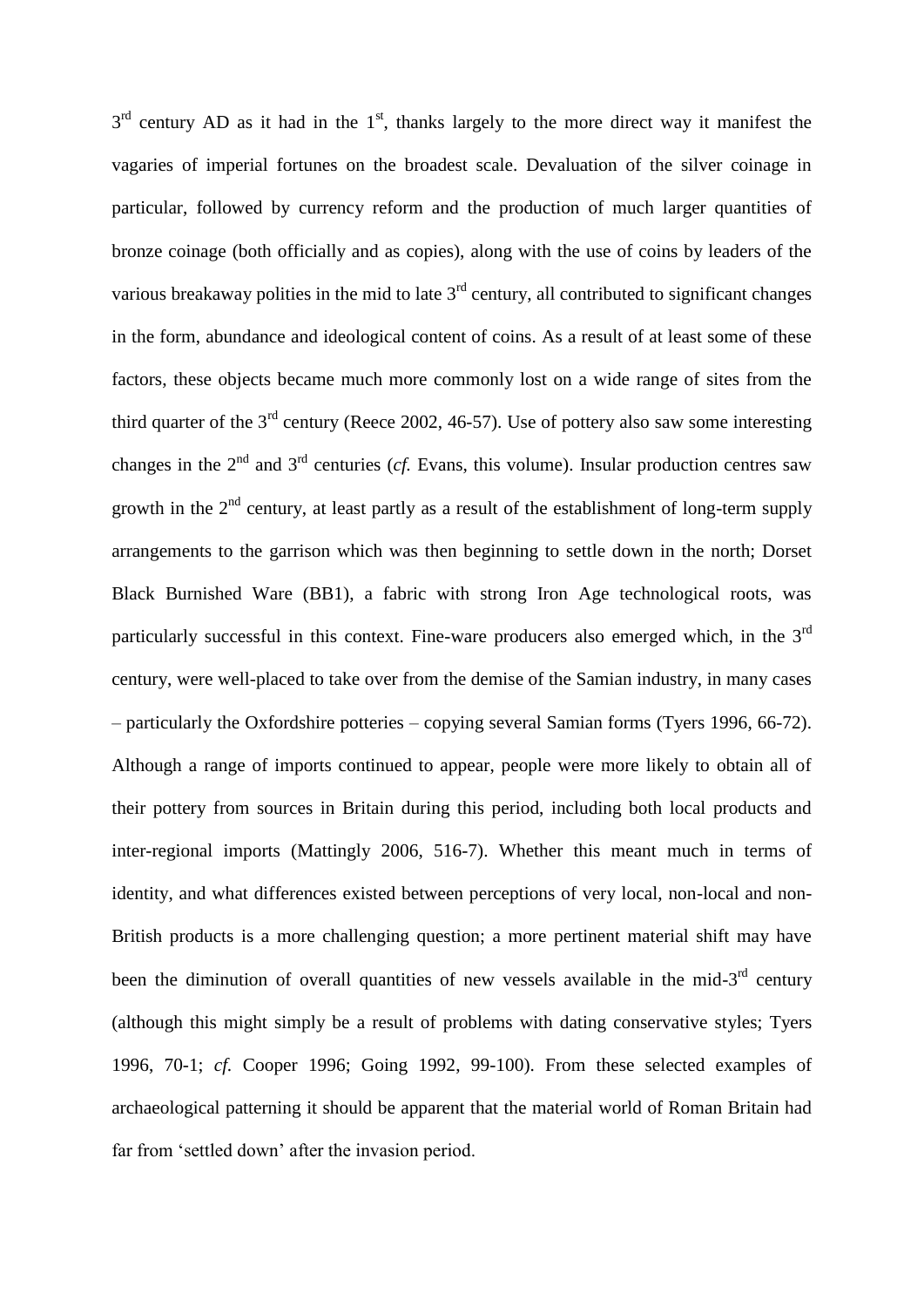3rd century AD as it had in the 1st, thanks largely to the more direct way it manifest the vagaries of imperial fortunes on the broadest scale. Devaluation of the silver coinage in particular, followed by currency reform and the production of much larger quantities of bronze coinage (both officially and as copies), along with the use of coins by leaders of the various breakaway polities in the mid to late 3rd century, all contributed to significant changes in the form, abundance and ideological content of coins. As a result of at least some of these factors, these objects became much more commonly lost on a wide range of sites from the third quarter of the 3rd century (Reece 2002, 46-57). Use of pottery also saw some interesting changes in the 2nd and 3rd centuries (*cf.* Evans, this volume). Insular production centres saw growth in the 2nd century, at least partly as a result of the establishment of long-term supply arrangements to the garrison which was then beginning to settle down in the north; Dorset Black Burnished Ware (BB1), a fabric with strong Iron Age technological roots, was particularly successful in this context. Fine-ware producers also emerged which, in the 3rd century, were well-placed to take over from the demise of the Samian industry, in many cases – particularly the Oxfordshire potteries – copying several Samian forms (Tyers 1996, 66-72). Although a range of imports continued to appear, people were more likely to obtain all of their pottery from sources in Britain during this period, including both local products and inter-regional imports (Mattingly 2006, 516-7). Whether this meant much in terms of identity, and what differences existed between perceptions of very local, non-local and non-British products is a more challenging question; a more pertinent material shift may have been the diminution of overall quantities of new vessels available in the mid-3rd century (although this might simply be a result of problems with dating conservative styles; Tyers 1996, 70-1; *cf.* Cooper 1996; Going 1992, 99-100). From these selected examples of archaeological patterning it should be apparent that the material world of Roman Britain had far from 'settled down' after the invasion period.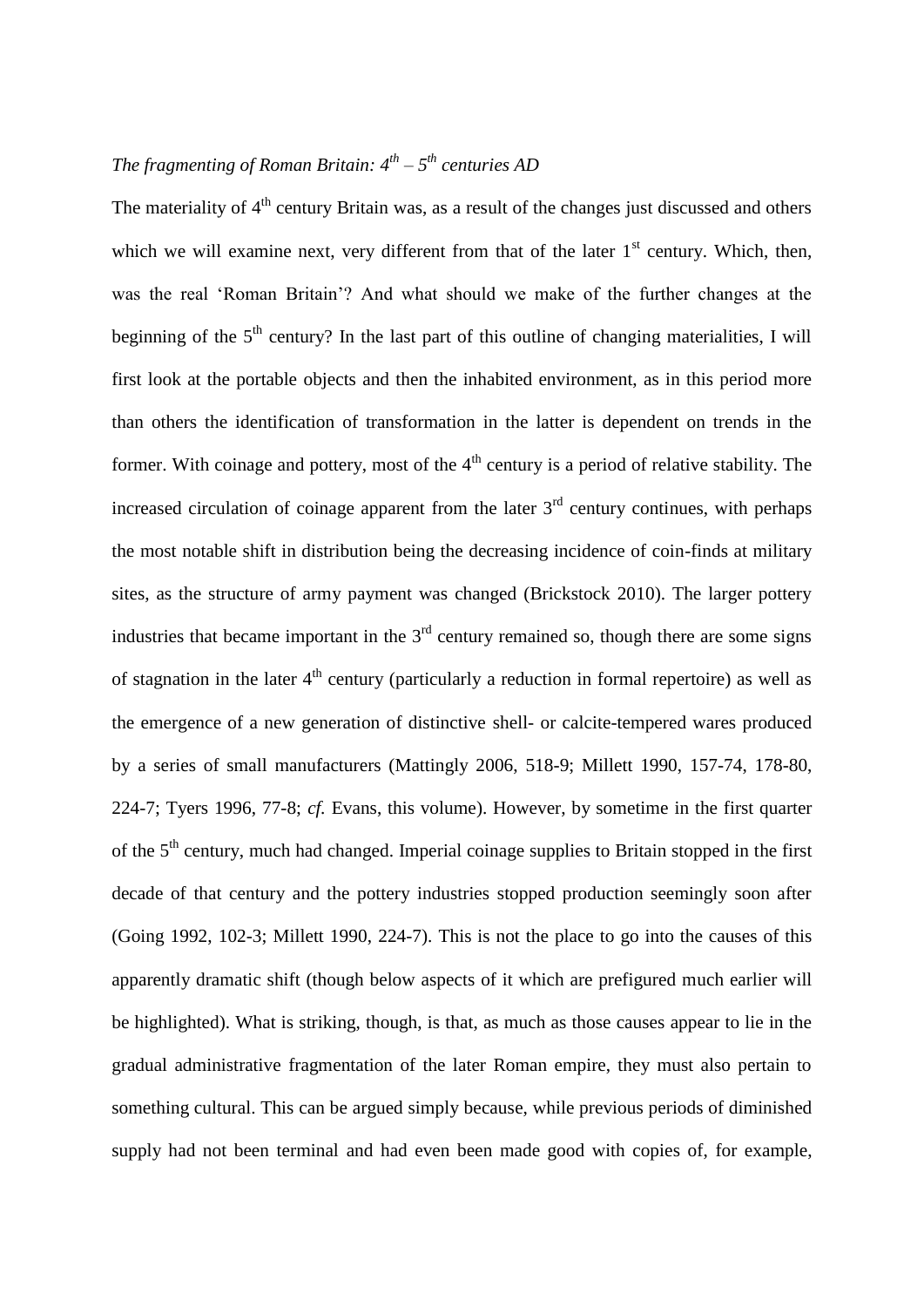*The fragmenting of Roman Britain: 4th – 5th centuries AD*

The materiality of 4th century Britain was, as a result of the changes just discussed and others which we will examine next, very different from that of the later 1st century. Which, then, was the real 'Roman Britain'? And what should we make of the further changes at the beginning of the 5th century? In the last part of this outline of changing materialities, I will first look at the portable objects and then the inhabited environment, as in this period more than others the identification of transformation in the latter is dependent on trends in the former. With coinage and pottery, most of the 4th century is a period of relative stability. The increased circulation of coinage apparent from the later 3rd century continues, with perhaps the most notable shift in distribution being the decreasing incidence of coin-finds at military sites, as the structure of army payment was changed (Brickstock 2010). The larger pottery industries that became important in the 3rd century remained so, though there are some signs of stagnation in the later 4th century (particularly a reduction in formal repertoire) as well as the emergence of a new generation of distinctive shell- or calcite-tempered wares produced by a series of small manufacturers (Mattingly 2006, 518-9; Millett 1990, 157-74, 178-80, 224-7; Tyers 1996, 77-8; *cf.* Evans, this volume). However, by sometime in the first quarter of the 5th century, much had changed. Imperial coinage supplies to Britain stopped in the first decade of that century and the pottery industries stopped production seemingly soon after (Going 1992, 102-3; Millett 1990, 224-7). This is not the place to go into the causes of this apparently dramatic shift (though below aspects of it which are prefigured much earlier will be highlighted). What is striking, though, is that, as much as those causes appear to lie in the gradual administrative fragmentation of the later Roman empire, they must also pertain to something cultural. This can be argued simply because, while previous periods of diminished supply had not been terminal and had even been made good with copies of, for example,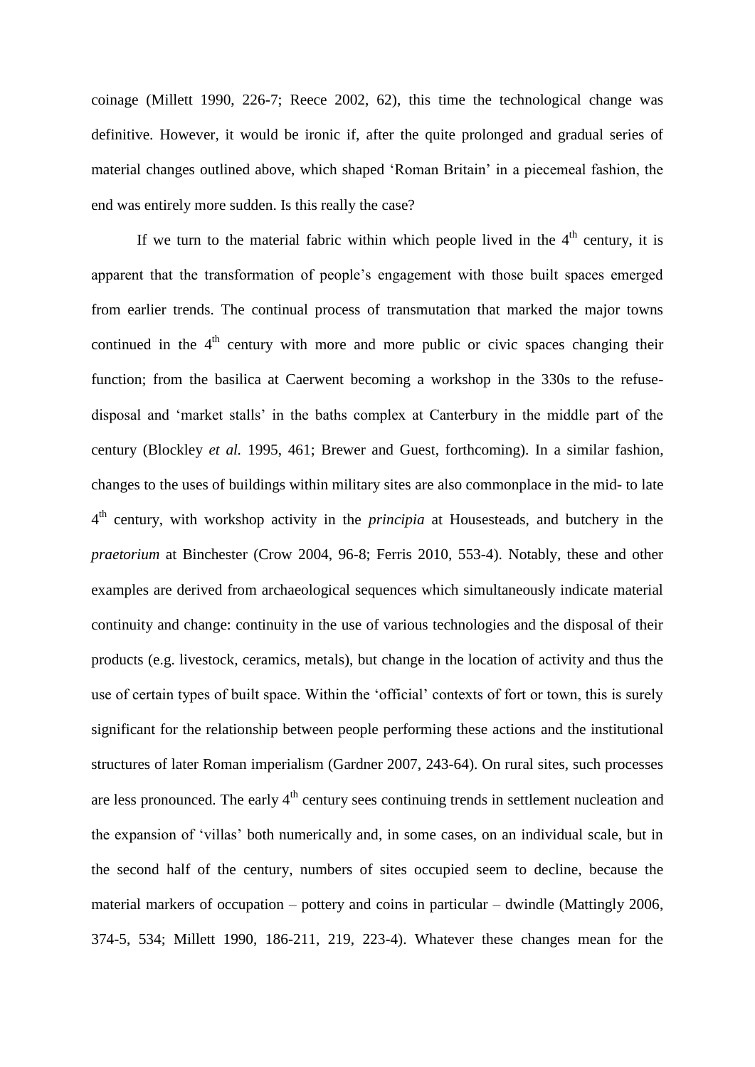coinage (Millett 1990, 226-7; Reece 2002, 62), this time the technological change was definitive. However, it would be ironic if, after the quite prolonged and gradual series of material changes outlined above, which shaped 'Roman Britain' in a piecemeal fashion, the end was entirely more sudden. Is this really the case?

If we turn to the material fabric within which people lived in the 4th century, it is apparent that the transformation of people's engagement with those built spaces emerged from earlier trends. The continual process of transmutation that marked the major towns continued in the 4th century with more and more public or civic spaces changing their function; from the basilica at Caerwent becoming a workshop in the 330s to the refuse-disposal and 'market stalls' in the baths complex at Canterbury in the middle part of the century (Blockley *et al.* 1995, 461; Brewer and Guest, forthcoming). In a similar fashion, changes to the uses of buildings within military sites are also commonplace in the mid- to late 4th century, with workshop activity in the *principia* at Housesteads, and butchery in the *praetorium* at Binchester (Crow 2004, 96-8; Ferris 2010, 553-4). Notably, these and other examples are derived from archaeological sequences which simultaneously indicate material continuity and change: continuity in the use of various technologies and the disposal of their products (e.g. livestock, ceramics, metals), but change in the location of activity and thus the use of certain types of built space. Within the 'official' contexts of fort or town, this is surely significant for the relationship between people performing these actions and the institutional structures of later Roman imperialism (Gardner 2007, 243-64). On rural sites, such processes are less pronounced. The early 4th century sees continuing trends in settlement nucleation and the expansion of 'villas' both numerically and, in some cases, on an individual scale, but in the second half of the century, numbers of sites occupied seem to decline, because the material markers of occupation – pottery and coins in particular – dwindle (Mattingly 2006, 374-5, 534; Millett 1990, 186-211, 219, 223-4). Whatever these changes mean for the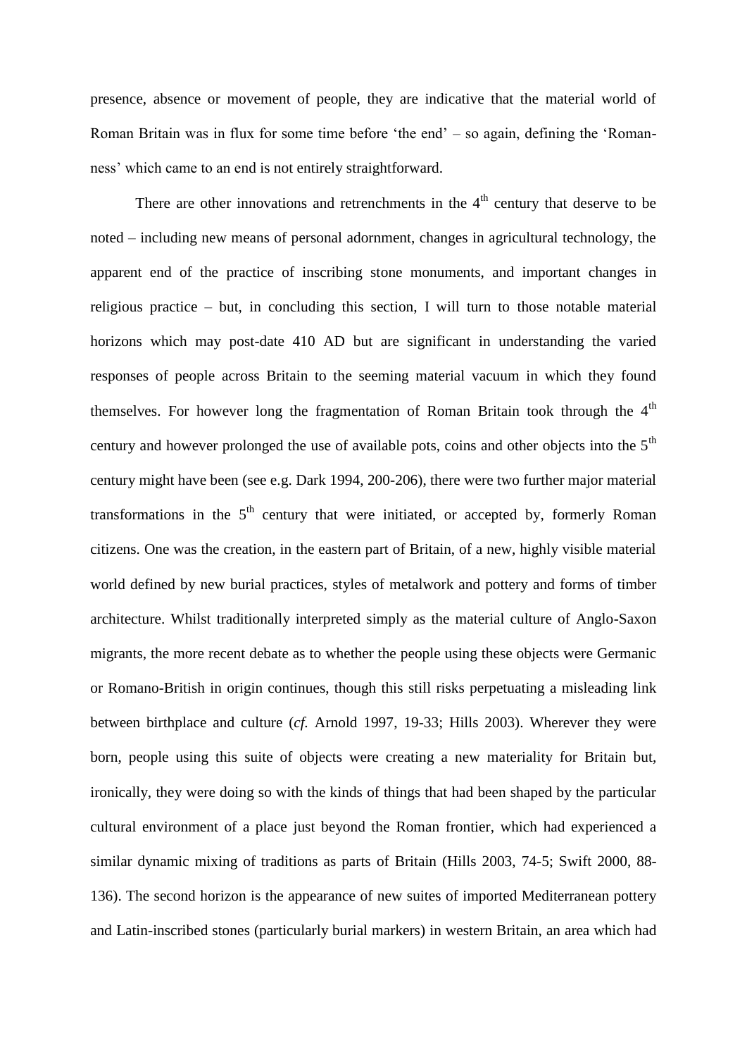presence, absence or movement of people, they are indicative that the material world of Roman Britain was in flux for some time before 'the end' – so again, defining the 'Roman-ness' which came to an end is not entirely straightforward.

There are other innovations and retrenchments in the 4th century that deserve to be noted – including new means of personal adornment, changes in agricultural technology, the apparent end of the practice of inscribing stone monuments, and important changes in religious practice – but, in concluding this section, I will turn to those notable material horizons which may post-date 410 AD but are significant in understanding the varied responses of people across Britain to the seeming material vacuum in which they found themselves. For however long the fragmentation of Roman Britain took through the 4th century and however prolonged the use of available pots, coins and other objects into the 5th century might have been (see e.g. Dark 1994, 200-206), there were two further major material transformations in the 5th century that were initiated, or accepted by, formerly Roman citizens. One was the creation, in the eastern part of Britain, of a new, highly visible material world defined by new burial practices, styles of metalwork and pottery and forms of timber architecture. Whilst traditionally interpreted simply as the material culture of Anglo-Saxon migrants, the more recent debate as to whether the people using these objects were Germanic or Romano-British in origin continues, though this still risks perpetuating a misleading link between birthplace and culture (*cf.* Arnold 1997, 19-33; Hills 2003). Wherever they were born, people using this suite of objects were creating a new materiality for Britain but, ironically, they were doing so with the kinds of things that had been shaped by the particular cultural environment of a place just beyond the Roman frontier, which had experienced a similar dynamic mixing of traditions as parts of Britain (Hills 2003, 74-5; Swift 2000, 88-136). The second horizon is the appearance of new suites of imported Mediterranean pottery and Latin-inscribed stones (particularly burial markers) in western Britain, an area which had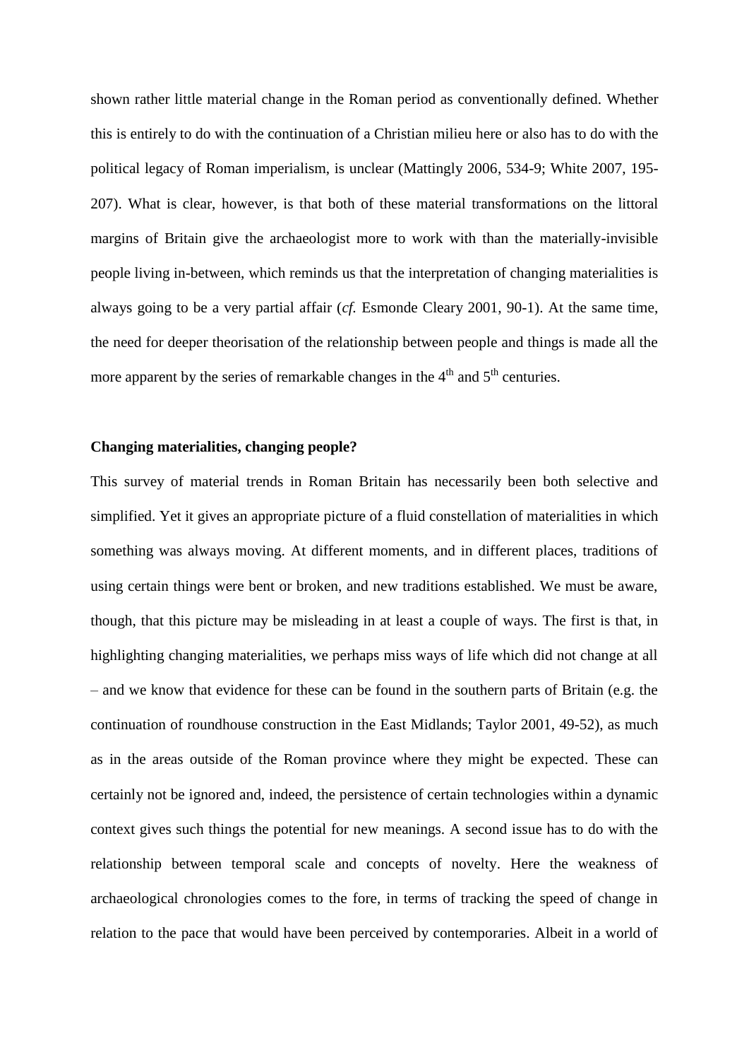shown rather little material change in the Roman period as conventionally defined. Whether this is entirely to do with the continuation of a Christian milieu here or also has to do with the political legacy of Roman imperialism, is unclear (Mattingly 2006, 534-9; White 2007, 195-207). What is clear, however, is that both of these material transformations on the littoral margins of Britain give the archaeologist more to work with than the materially-invisible people living in-between, which reminds us that the interpretation of changing materialities is always going to be a very partial affair (*cf.* Esmonde Cleary 2001, 90-1). At the same time, the need for deeper theorisation of the relationship between people and things is made all the more apparent by the series of remarkable changes in the 4th and 5th centuries.

**Changing materialities, changing people?**

This survey of material trends in Roman Britain has necessarily been both selective and simplified. Yet it gives an appropriate picture of a fluid constellation of materialities in which something was always moving. At different moments, and in different places, traditions of using certain things were bent or broken, and new traditions established. We must be aware, though, that this picture may be misleading in at least a couple of ways. The first is that, in highlighting changing materialities, we perhaps miss ways of life which did not change at all – and we know that evidence for these can be found in the southern parts of Britain (e.g. the continuation of roundhouse construction in the East Midlands; Taylor 2001, 49-52), as much as in the areas outside of the Roman province where they might be expected. These can certainly not be ignored and, indeed, the persistence of certain technologies within a dynamic context gives such things the potential for new meanings. A second issue has to do with the relationship between temporal scale and concepts of novelty. Here the weakness of archaeological chronologies comes to the fore, in terms of tracking the speed of change in relation to the pace that would have been perceived by contemporaries. Albeit in a world of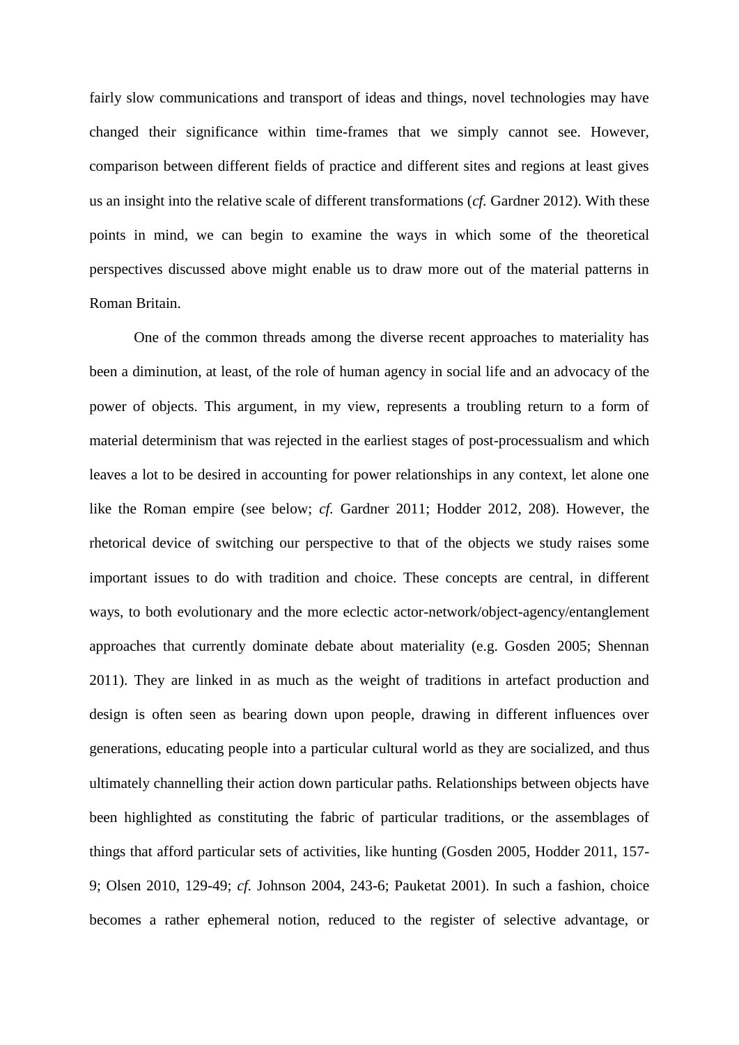fairly slow communications and transport of ideas and things, novel technologies may have changed their significance within time-frames that we simply cannot see. However, comparison between different fields of practice and different sites and regions at least gives us an insight into the relative scale of different transformations (*cf.* Gardner 2012). With these points in mind, we can begin to examine the ways in which some of the theoretical perspectives discussed above might enable us to draw more out of the material patterns in Roman Britain.

One of the common threads among the diverse recent approaches to materiality has been a diminution, at least, of the role of human agency in social life and an advocacy of the power of objects. This argument, in my view, represents a troubling return to a form of material determinism that was rejected in the earliest stages of post-processualism and which leaves a lot to be desired in accounting for power relationships in any context, let alone one like the Roman empire (see below; *cf.* Gardner 2011; Hodder 2012, 208). However, the rhetorical device of switching our perspective to that of the objects we study raises some important issues to do with tradition and choice. These concepts are central, in different ways, to both evolutionary and the more eclectic actor-network/object-agency/entanglement approaches that currently dominate debate about materiality (e.g. Gosden 2005; Shennan 2011). They are linked in as much as the weight of traditions in artefact production and design is often seen as bearing down upon people, drawing in different influences over generations, educating people into a particular cultural world as they are socialized, and thus ultimately channelling their action down particular paths. Relationships between objects have been highlighted as constituting the fabric of particular traditions, or the assemblages of things that afford particular sets of activities, like hunting (Gosden 2005, Hodder 2011, 157-9; Olsen 2010, 129-49; *cf.* Johnson 2004, 243-6; Pauketat 2001). In such a fashion, choice becomes a rather ephemeral notion, reduced to the register of selective advantage, or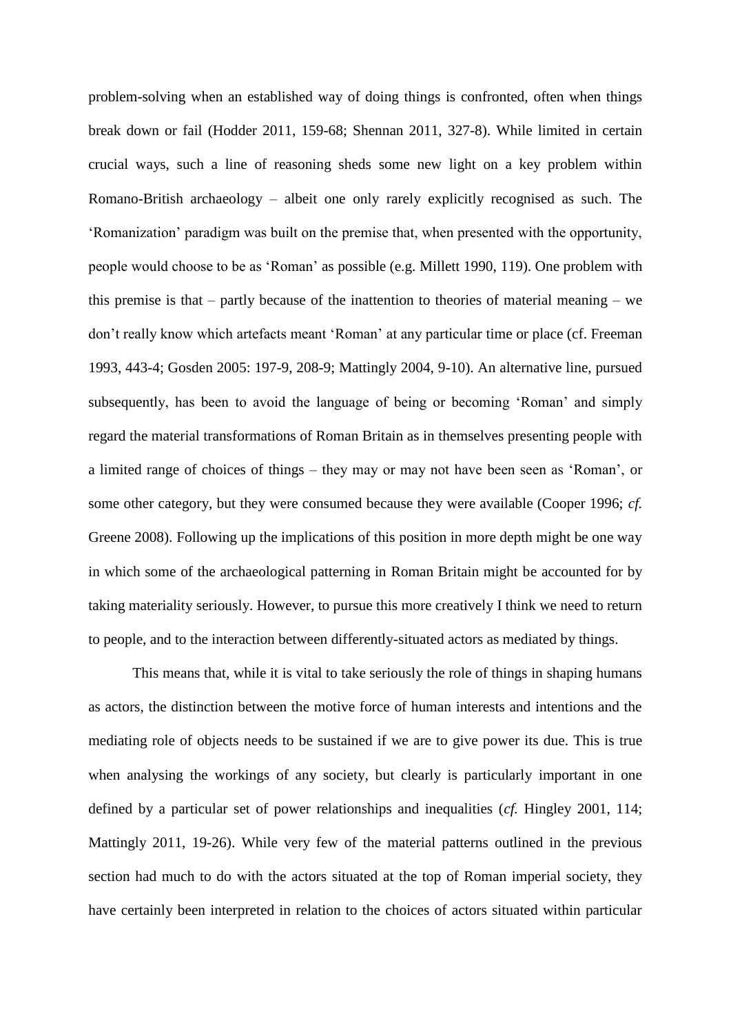problem-solving when an established way of doing things is confronted, often when things break down or fail (Hodder 2011, 159-68; Shennan 2011, 327-8). While limited in certain crucial ways, such a line of reasoning sheds some new light on a key problem within Romano-British archaeology – albeit one only rarely explicitly recognised as such. The 'Romanization' paradigm was built on the premise that, when presented with the opportunity, people would choose to be as 'Roman' as possible (e.g. Millett 1990, 119). One problem with this premise is that – partly because of the inattention to theories of material meaning – we don't really know which artefacts meant 'Roman' at any particular time or place (cf. Freeman 1993, 443-4; Gosden 2005: 197-9, 208-9; Mattingly 2004, 9-10). An alternative line, pursued subsequently, has been to avoid the language of being or becoming 'Roman' and simply regard the material transformations of Roman Britain as in themselves presenting people with a limited range of choices of things – they may or may not have been seen as 'Roman', or some other category, but they were consumed because they were available (Cooper 1996; *cf.* Greene 2008). Following up the implications of this position in more depth might be one way in which some of the archaeological patterning in Roman Britain might be accounted for by taking materiality seriously. However, to pursue this more creatively I think we need to return to people, and to the interaction between differently-situated actors as mediated by things.

This means that, while it is vital to take seriously the role of things in shaping humans as actors, the distinction between the motive force of human interests and intentions and the mediating role of objects needs to be sustained if we are to give power its due. This is true when analysing the workings of any society, but clearly is particularly important in one defined by a particular set of power relationships and inequalities (*cf.* Hingley 2001, 114; Mattingly 2011, 19-26). While very few of the material patterns outlined in the previous section had much to do with the actors situated at the top of Roman imperial society, they have certainly been interpreted in relation to the choices of actors situated within particular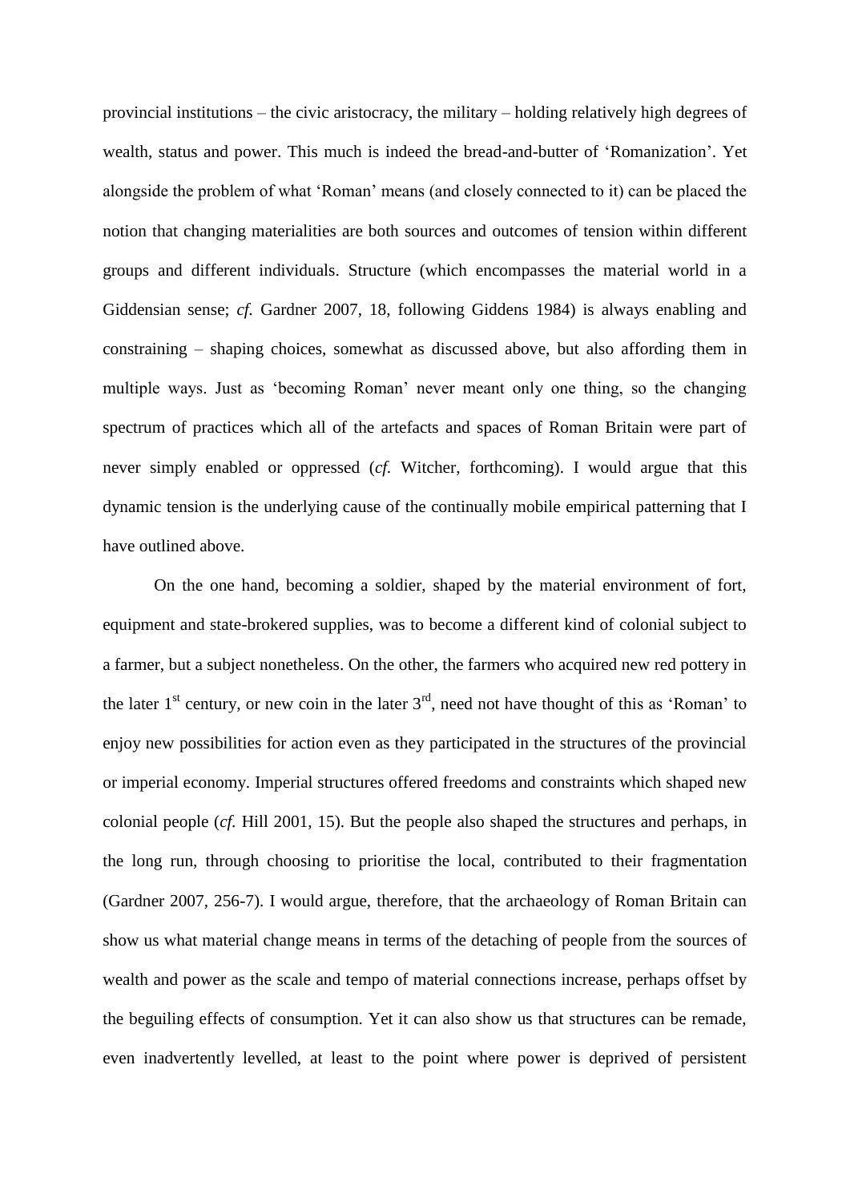provincial institutions – the civic aristocracy, the military – holding relatively high degrees of wealth, status and power. This much is indeed the bread-and-butter of 'Romanization'. Yet alongside the problem of what 'Roman' means (and closely connected to it) can be placed the notion that changing materialities are both sources and outcomes of tension within different groups and different individuals. Structure (which encompasses the material world in a Giddensian sense; *cf.* Gardner 2007, 18, following Giddens 1984) is always enabling and constraining – shaping choices, somewhat as discussed above, but also affording them in multiple ways. Just as 'becoming Roman' never meant only one thing, so the changing spectrum of practices which all of the artefacts and spaces of Roman Britain were part of never simply enabled or oppressed (*cf.* Witcher, forthcoming). I would argue that this dynamic tension is the underlying cause of the continually mobile empirical patterning that I have outlined above.

On the one hand, becoming a soldier, shaped by the material environment of fort, equipment and state-brokered supplies, was to become a different kind of colonial subject to a farmer, but a subject nonetheless. On the other, the farmers who acquired new red pottery in the later 1st century, or new coin in the later 3rd, need not have thought of this as 'Roman' to enjoy new possibilities for action even as they participated in the structures of the provincial or imperial economy. Imperial structures offered freedoms and constraints which shaped new colonial people (*cf.* Hill 2001, 15). But the people also shaped the structures and perhaps, in the long run, through choosing to prioritise the local, contributed to their fragmentation (Gardner 2007, 256-7). I would argue, therefore, that the archaeology of Roman Britain can show us what material change means in terms of the detaching of people from the sources of wealth and power as the scale and tempo of material connections increase, perhaps offset by the beguiling effects of consumption. Yet it can also show us that structures can be remade, even inadvertently levelled, at least to the point where power is deprived of persistent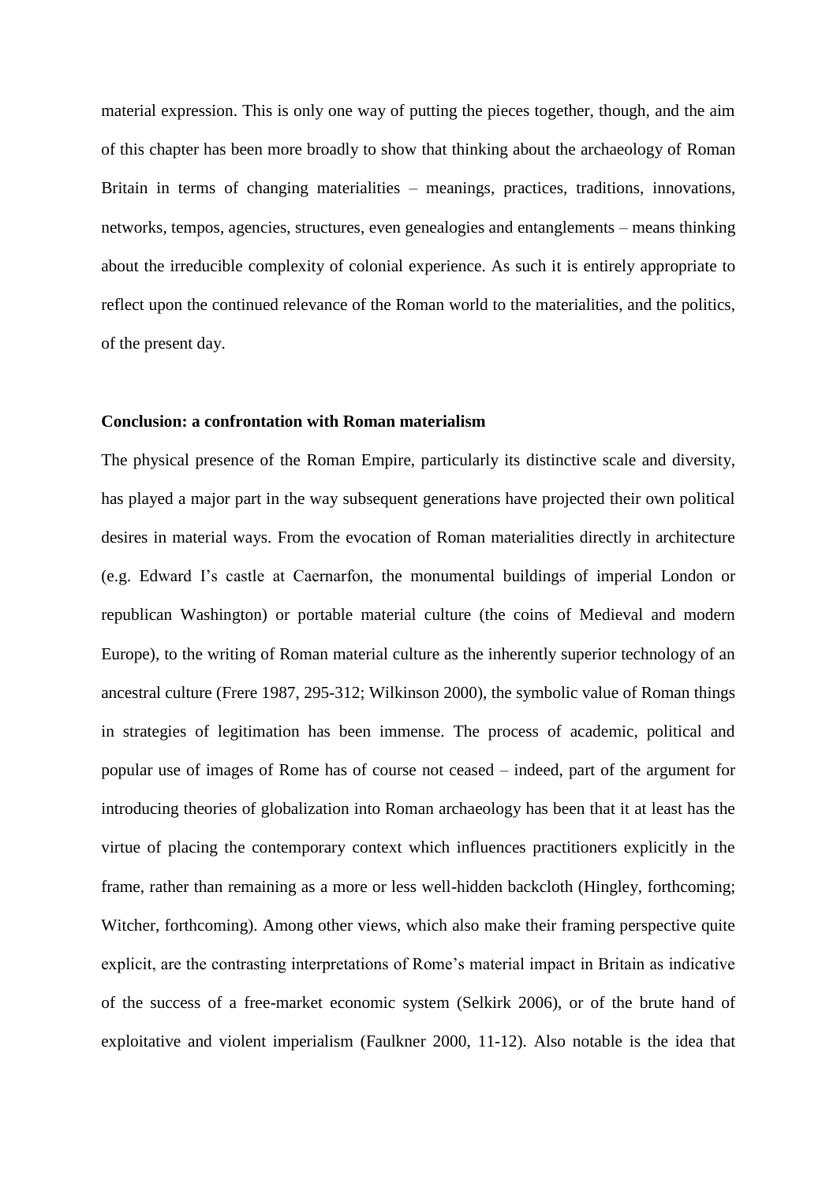material expression. This is only one way of putting the pieces together, though, and the aim of this chapter has been more broadly to show that thinking about the archaeology of Roman Britain in terms of changing materialities – meanings, practices, traditions, innovations, networks, tempos, agencies, structures, even genealogies and entanglements – means thinking about the irreducible complexity of colonial experience. As such it is entirely appropriate to reflect upon the continued relevance of the Roman world to the materialities, and the politics, of the present day.

**Conclusion: a confrontation with Roman materialism**

The physical presence of the Roman Empire, particularly its distinctive scale and diversity, has played a major part in the way subsequent generations have projected their own political desires in material ways. From the evocation of Roman materialities directly in architecture (e.g. Edward I's castle at Caernarfon, the monumental buildings of imperial London or republican Washington) or portable material culture (the coins of Medieval and modern Europe), to the writing of Roman material culture as the inherently superior technology of an ancestral culture (Frere 1987, 295-312; Wilkinson 2000), the symbolic value of Roman things in strategies of legitimation has been immense. The process of academic, political and popular use of images of Rome has of course not ceased – indeed, part of the argument for introducing theories of globalization into Roman archaeology has been that it at least has the virtue of placing the contemporary context which influences practitioners explicitly in the frame, rather than remaining as a more or less well-hidden backcloth (Hingley, forthcoming; Witcher, forthcoming). Among other views, which also make their framing perspective quite explicit, are the contrasting interpretations of Rome's material impact in Britain as indicative of the success of a free-market economic system (Selkirk 2006), or of the brute hand of exploitative and violent imperialism (Faulkner 2000, 11-12). Also notable is the idea that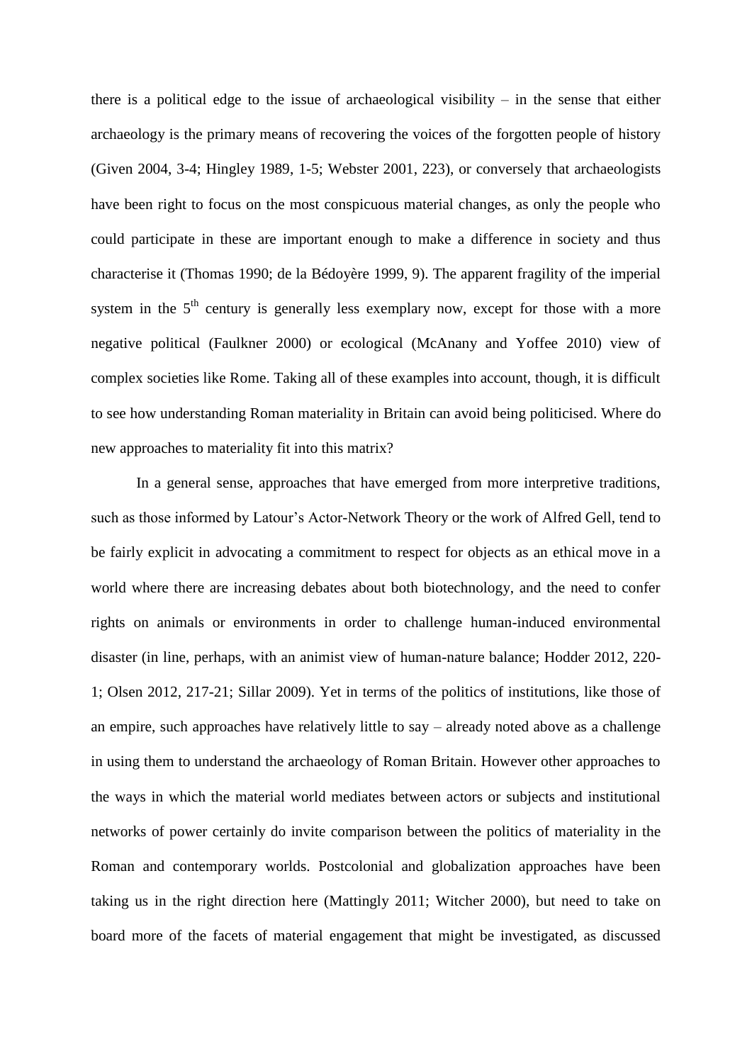there is a political edge to the issue of archaeological visibility – in the sense that either archaeology is the primary means of recovering the voices of the forgotten people of history (Given 2004, 3-4; Hingley 1989, 1-5; Webster 2001, 223), or conversely that archaeologists have been right to focus on the most conspicuous material changes, as only the people who could participate in these are important enough to make a difference in society and thus characterise it (Thomas 1990; de la Bédoyère 1999, 9). The apparent fragility of the imperial system in the 5th century is generally less exemplary now, except for those with a more negative political (Faulkner 2000) or ecological (McAnany and Yoffee 2010) view of complex societies like Rome. Taking all of these examples into account, though, it is difficult to see how understanding Roman materiality in Britain can avoid being politicised. Where do new approaches to materiality fit into this matrix?

In a general sense, approaches that have emerged from more interpretive traditions, such as those informed by Latour's Actor-Network Theory or the work of Alfred Gell, tend to be fairly explicit in advocating a commitment to respect for objects as an ethical move in a world where there are increasing debates about both biotechnology, and the need to confer rights on animals or environments in order to challenge human-induced environmental disaster (in line, perhaps, with an animist view of human-nature balance; Hodder 2012, 220-1; Olsen 2012, 217-21; Sillar 2009). Yet in terms of the politics of institutions, like those of an empire, such approaches have relatively little to say – already noted above as a challenge in using them to understand the archaeology of Roman Britain. However other approaches to the ways in which the material world mediates between actors or subjects and institutional networks of power certainly do invite comparison between the politics of materiality in the Roman and contemporary worlds. Postcolonial and globalization approaches have been taking us in the right direction here (Mattingly 2011; Witcher 2000), but need to take on board more of the facets of material engagement that might be investigated, as discussed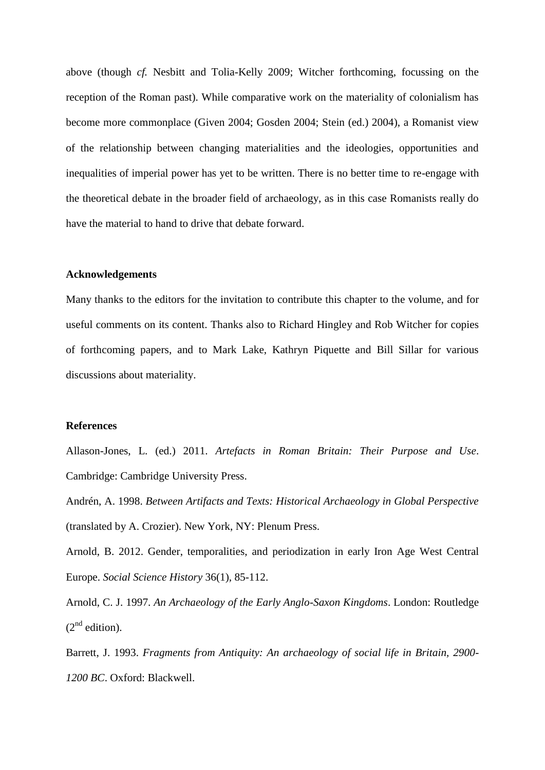above (though *cf.* Nesbitt and Tolia-Kelly 2009; Witcher forthcoming, focussing on the reception of the Roman past). While comparative work on the materiality of colonialism has become more commonplace (Given 2004; Gosden 2004; Stein (ed.) 2004), a Romanist view of the relationship between changing materialities and the ideologies, opportunities and inequalities of imperial power has yet to be written. There is no better time to re-engage with the theoretical debate in the broader field of archaeology, as in this case Romanists really do have the material to hand to drive that debate forward.

**Acknowledgements**

Many thanks to the editors for the invitation to contribute this chapter to the volume, and for useful comments on its content. Thanks also to Richard Hingley and Rob Witcher for copies of forthcoming papers, and to Mark Lake, Kathryn Piquette and Bill Sillar for various discussions about materiality.

**References**

Allason-Jones, L. (ed.) 2011. *Artefacts in Roman Britain: Their Purpose and Use*. Cambridge: Cambridge University Press.

Andrén, A. 1998. *Between Artifacts and Texts: Historical Archaeology in Global Perspective* (translated by A. Crozier). New York, NY: Plenum Press.

Arnold, B. 2012. Gender, temporalities, and periodization in early Iron Age West Central Europe. *Social Science History* 36(1), 85-112.

Arnold, C. J. 1997. *An Archaeology of the Early Anglo-Saxon Kingdoms*. London: Routledge (2nd edition).

Barrett, J. 1993. *Fragments from Antiquity: An archaeology of social life in Britain, 2900-1200 BC*. Oxford: Blackwell.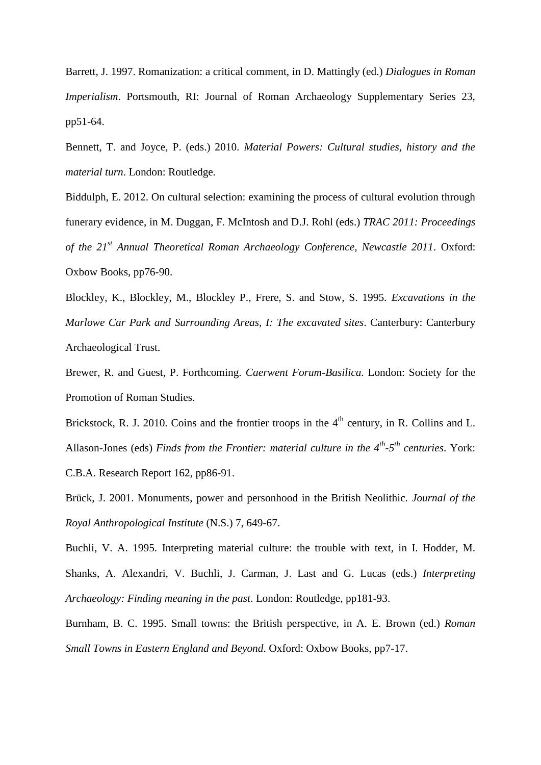Barrett, J. 1997. Romanization: a critical comment, in D. Mattingly (ed.) *Dialogues in Roman Imperialism*. Portsmouth, RI: Journal of Roman Archaeology Supplementary Series 23, pp51-64.

Bennett, T. and Joyce, P. (eds.) 2010. *Material Powers: Cultural studies, history and the material turn*. London: Routledge.

Biddulph, E. 2012. On cultural selection: examining the process of cultural evolution through funerary evidence, in M. Duggan, F. McIntosh and D.J. Rohl (eds.) *TRAC 2011: Proceedings of the 21st Annual Theoretical Roman Archaeology Conference, Newcastle 2011*. Oxford: Oxbow Books, pp76-90.

Blockley, K., Blockley, M., Blockley P., Frere, S. and Stow, S. 1995. *Excavations in the Marlowe Car Park and Surrounding Areas, I: The excavated sites*. Canterbury: Canterbury Archaeological Trust.

Brewer, R. and Guest, P. Forthcoming. *Caerwent Forum-Basilica*. London: Society for the Promotion of Roman Studies.

Brickstock, R. J. 2010. Coins and the frontier troops in the 4th century, in R. Collins and L. Allason-Jones (eds) *Finds from the Frontier: material culture in the 4th-5th centuries*. York: C.B.A. Research Report 162, pp86-91.

Brück, J. 2001. Monuments, power and personhood in the British Neolithic. *Journal of the Royal Anthropological Institute* (N.S.) 7, 649-67.

Buchli, V. A. 1995. Interpreting material culture: the trouble with text, in I. Hodder, M. Shanks, A. Alexandri, V. Buchli, J. Carman, J. Last and G. Lucas (eds.) *Interpreting Archaeology: Finding meaning in the past*. London: Routledge, pp181-93.

Burnham, B. C. 1995. Small towns: the British perspective, in A. E. Brown (ed.) *Roman Small Towns in Eastern England and Beyond*. Oxford: Oxbow Books, pp7-17.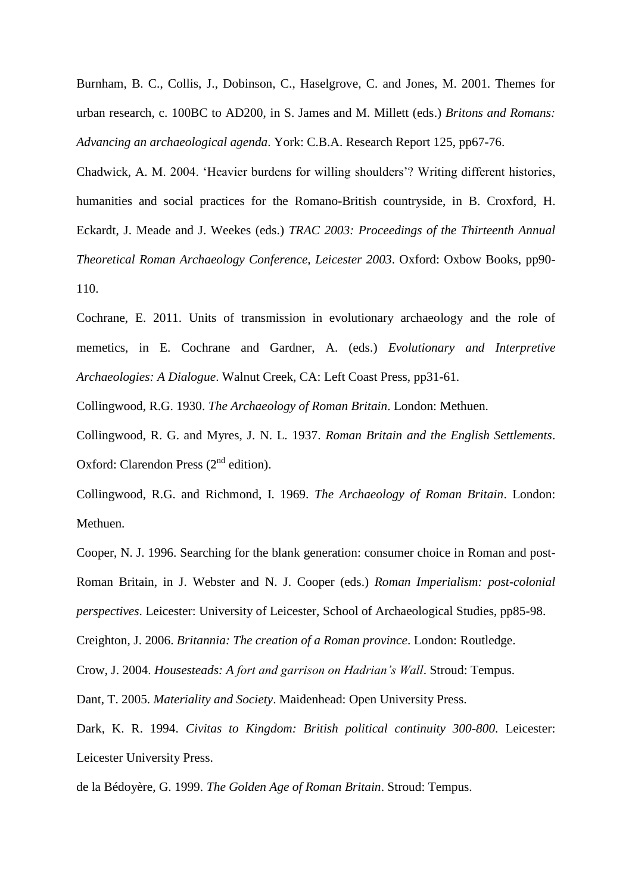Burnham, B. C., Collis, J., Dobinson, C., Haselgrove, C. and Jones, M. 2001. Themes for urban research, c. 100BC to AD200, in S. James and M. Millett (eds.) *Britons and Romans: Advancing an archaeological agenda*. York: C.B.A. Research Report 125, pp67-76.

Chadwick, A. M. 2004. 'Heavier burdens for willing shoulders'? Writing different histories, humanities and social practices for the Romano-British countryside, in B. Croxford, H. Eckardt, J. Meade and J. Weekes (eds.) *TRAC 2003: Proceedings of the Thirteenth Annual Theoretical Roman Archaeology Conference, Leicester 2003*. Oxford: Oxbow Books, pp90-110.

Cochrane, E. 2011. Units of transmission in evolutionary archaeology and the role of memetics, in E. Cochrane and Gardner, A. (eds.) *Evolutionary and Interpretive Archaeologies: A Dialogue*. Walnut Creek, CA: Left Coast Press, pp31-61.

Collingwood, R.G. 1930. *The Archaeology of Roman Britain*. London: Methuen.

Collingwood, R. G. and Myres, J. N. L. 1937. *Roman Britain and the English Settlements*. Oxford: Clarendon Press (2nd edition).

Collingwood, R.G. and Richmond, I. 1969. *The Archaeology of Roman Britain*. London: Methuen.

Cooper, N. J. 1996. Searching for the blank generation: consumer choice in Roman and post-Roman Britain, in J. Webster and N. J. Cooper (eds.) *Roman Imperialism: post-colonial perspectives*. Leicester: University of Leicester, School of Archaeological Studies, pp85-98.

Creighton, J. 2006. *Britannia: The creation of a Roman province*. London: Routledge.

Crow, J. 2004. *Housesteads: A fort and garrison on Hadrian's Wall*. Stroud: Tempus.

Dant, T. 2005. *Materiality and Society*. Maidenhead: Open University Press.

Dark, K. R. 1994. *Civitas to Kingdom: British political continuity 300-800*. Leicester: Leicester University Press.

de la Bédoyère, G. 1999. *The Golden Age of Roman Britain*. Stroud: Tempus.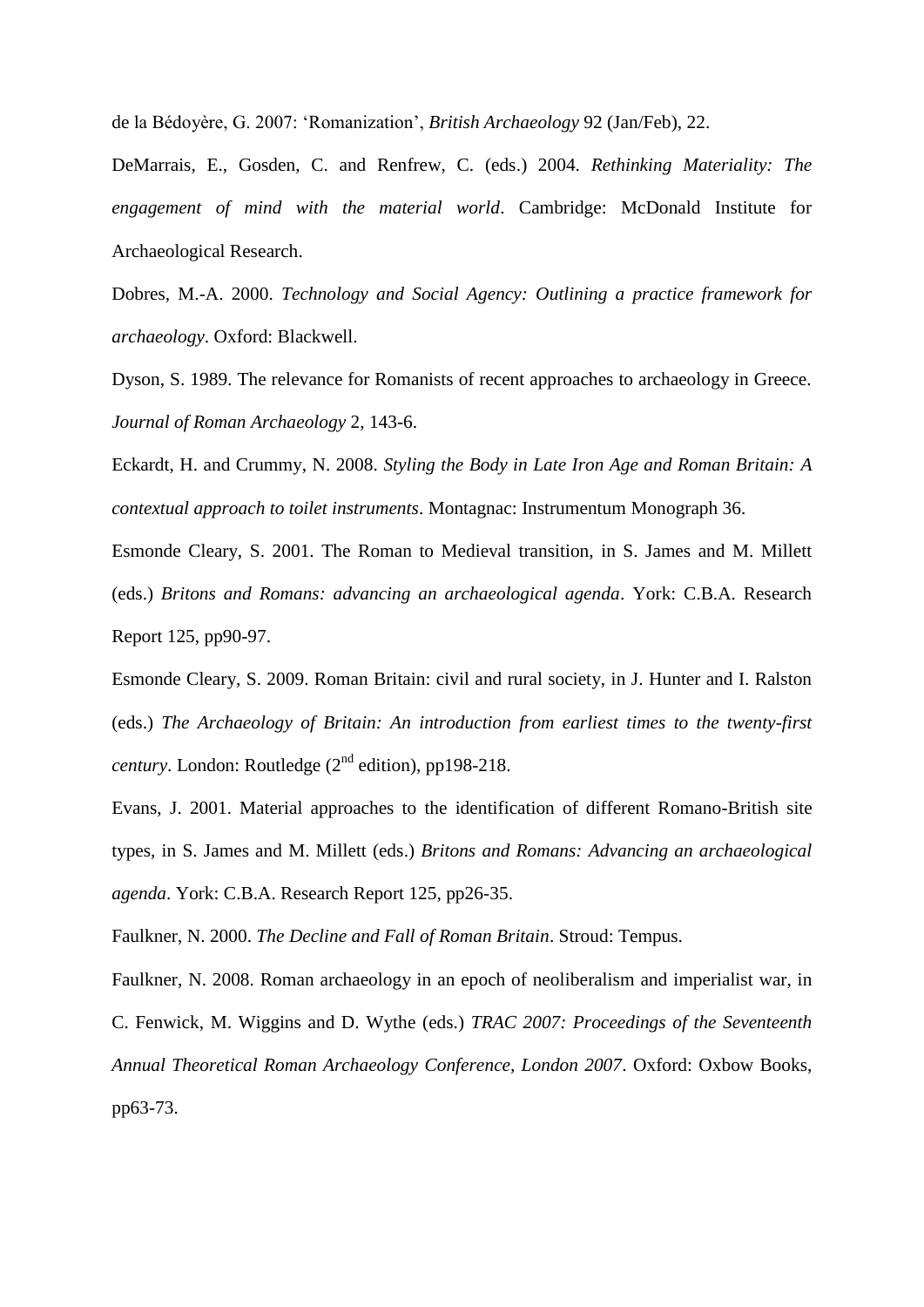de la Bédoyère, G. 2007: ‘Romanization’, *British Archaeology* 92 (Jan/Feb), 22.

DeMarrais, E., Gosden, C. and Renfrew, C. (eds.) 2004. *Rethinking Materiality: The engagement of mind with the material world*. Cambridge: McDonald Institute for Archaeological Research.

Dobres, M.-A. 2000. *Technology and Social Agency: Outlining a practice framework for archaeology*. Oxford: Blackwell.

Dyson, S. 1989. The relevance for Romanists of recent approaches to archaeology in Greece. *Journal of Roman Archaeology* 2, 143-6.

Eckardt, H. and Crummy, N. 2008. *Styling the Body in Late Iron Age and Roman Britain: A contextual approach to toilet instruments*. Montagnac: Instrumentum Monograph 36.

Esmonde Cleary, S. 2001. The Roman to Medieval transition, in S. James and M. Millett (eds.) *Britons and Romans: advancing an archaeological agenda*. York: C.B.A. Research Report 125, pp90-97.

Esmonde Cleary, S. 2009. Roman Britain: civil and rural society, in J. Hunter and I. Ralston (eds.) *The Archaeology of Britain: An introduction from earliest times to the twenty-first century*. London: Routledge (2nd edition), pp198-218.

Evans, J. 2001. Material approaches to the identification of different Romano-British site types, in S. James and M. Millett (eds.) *Britons and Romans: Advancing an archaeological agenda*. York: C.B.A. Research Report 125, pp26-35.

Faulkner, N. 2000. *The Decline and Fall of Roman Britain*. Stroud: Tempus.

Faulkner, N. 2008. Roman archaeology in an epoch of neoliberalism and imperialist war, in C. Fenwick, M. Wiggins and D. Wythe (eds.) *TRAC 2007: Proceedings of the Seventeenth Annual Theoretical Roman Archaeology Conference, London 2007*. Oxford: Oxbow Books, pp63-73.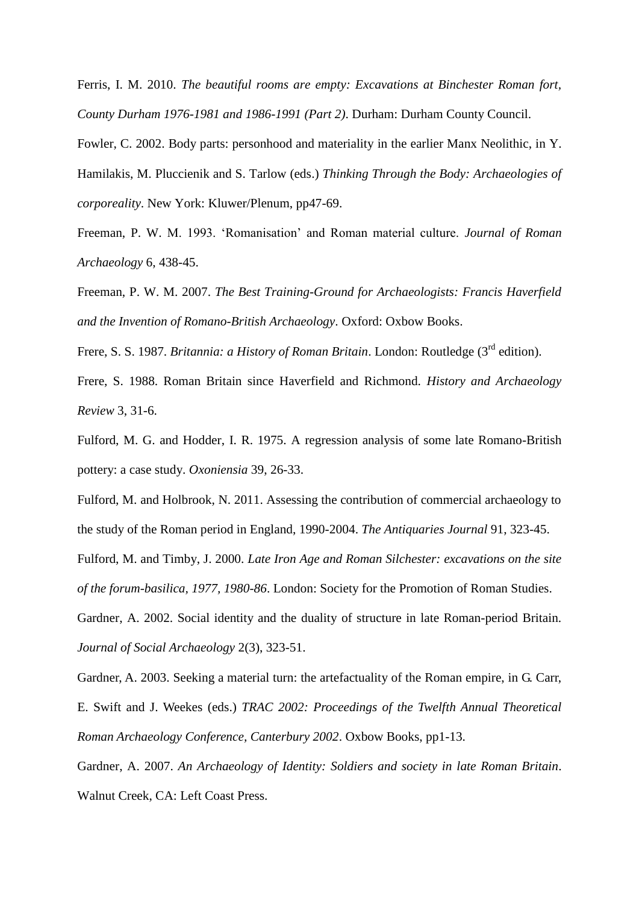Ferris, I. M. 2010. *The beautiful rooms are empty: Excavations at Binchester Roman fort, County Durham 1976-1981 and 1986-1991 (Part 2)*. Durham: Durham County Council.

Fowler, C. 2002. Body parts: personhood and materiality in the earlier Manx Neolithic, in Y. Hamilakis, M. Pluccienik and S. Tarlow (eds.) *Thinking Through the Body: Archaeologies of corporeality*. New York: Kluwer/Plenum, pp47-69.

Freeman, P. W. M. 1993. 'Romanisation' and Roman material culture. *Journal of Roman Archaeology* 6, 438-45.

Freeman, P. W. M. 2007. *The Best Training-Ground for Archaeologists: Francis Haverfield and the Invention of Romano-British Archaeology*. Oxford: Oxbow Books.

Frere, S. S. 1987. *Britannia: a History of Roman Britain*. London: Routledge (3rd edition).

Frere, S. 1988. Roman Britain since Haverfield and Richmond. *History and Archaeology Review* 3, 31-6.

Fulford, M. G. and Hodder, I. R. 1975. A regression analysis of some late Romano-British pottery: a case study. *Oxoniensia* 39, 26-33.

Fulford, M. and Holbrook, N. 2011. Assessing the contribution of commercial archaeology to the study of the Roman period in England, 1990-2004. *The Antiquaries Journal* 91, 323-45.

Fulford, M. and Timby, J. 2000. *Late Iron Age and Roman Silchester: excavations on the site of the forum-basilica, 1977, 1980-86*. London: Society for the Promotion of Roman Studies.

Gardner, A. 2002. Social identity and the duality of structure in late Roman-period Britain. *Journal of Social Archaeology* 2(3), 323-51.

Gardner, A. 2003. Seeking a material turn: the artefactuality of the Roman empire, in G. Carr, E. Swift and J. Weekes (eds.) *TRAC 2002: Proceedings of the Twelfth Annual Theoretical Roman Archaeology Conference, Canterbury 2002*. Oxbow Books, pp1-13.

Gardner, A. 2007. *An Archaeology of Identity: Soldiers and society in late Roman Britain*. Walnut Creek, CA: Left Coast Press.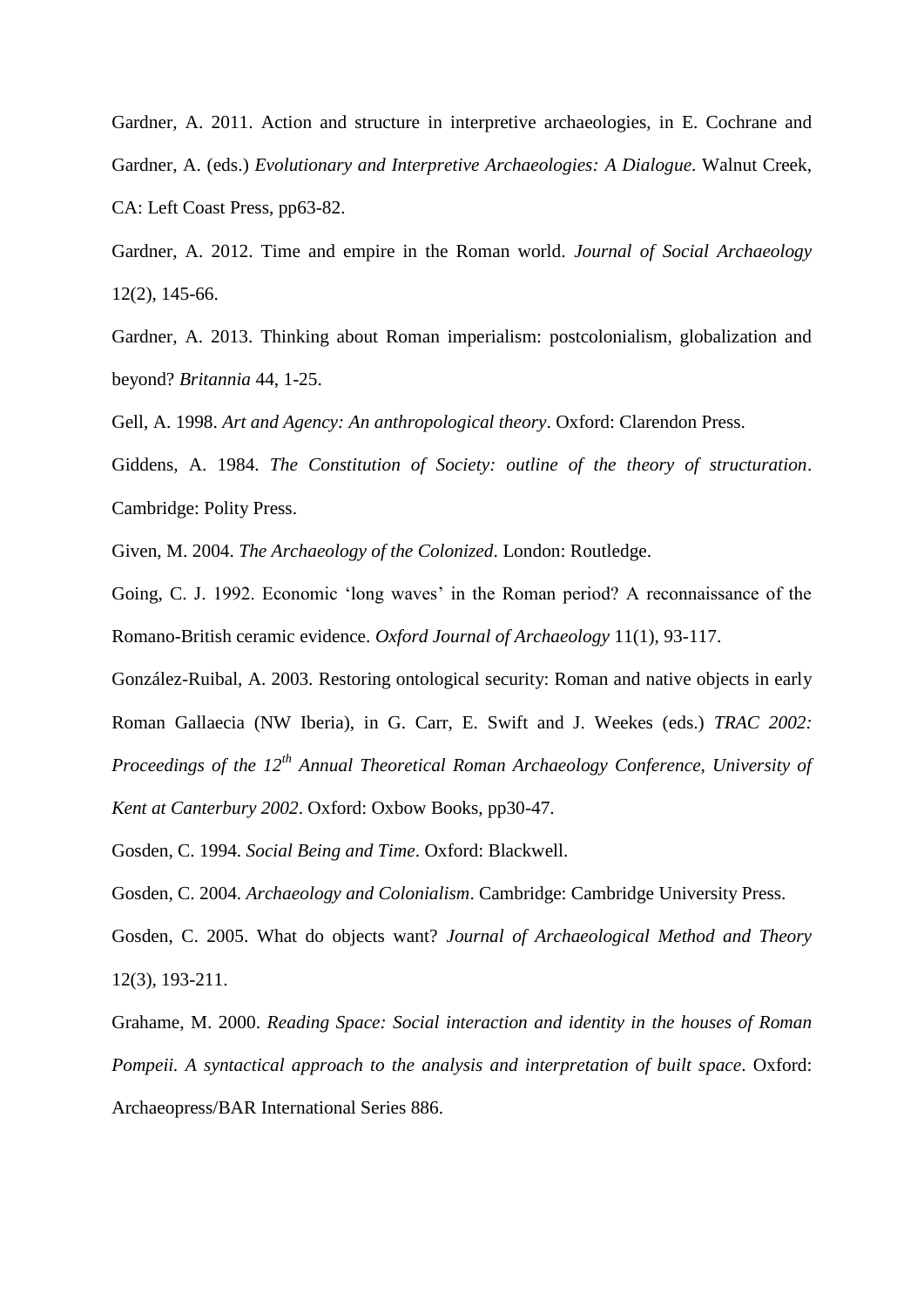Gardner, A. 2011. Action and structure in interpretive archaeologies, in E. Cochrane and Gardner, A. (eds.) *Evolutionary and Interpretive Archaeologies: A Dialogue*. Walnut Creek, CA: Left Coast Press, pp63-82.

Gardner, A. 2012. Time and empire in the Roman world. *Journal of Social Archaeology* 12(2), 145-66.

Gardner, A. 2013. Thinking about Roman imperialism: postcolonialism, globalization and beyond? *Britannia* 44, 1-25.

Gell, A. 1998. *Art and Agency: An anthropological theory*. Oxford: Clarendon Press.

Giddens, A. 1984. *The Constitution of Society: outline of the theory of structuration*. Cambridge: Polity Press.

Given, M. 2004. *The Archaeology of the Colonized*. London: Routledge.

Going, C. J. 1992. Economic 'long waves' in the Roman period? A reconnaissance of the Romano-British ceramic evidence. *Oxford Journal of Archaeology* 11(1), 93-117.

González-Ruibal, A. 2003. Restoring ontological security: Roman and native objects in early Roman Gallaecia (NW Iberia), in G. Carr, E. Swift and J. Weekes (eds.) *TRAC 2002: Proceedings of the 12th Annual Theoretical Roman Archaeology Conference, University of Kent at Canterbury 2002*. Oxford: Oxbow Books, pp30-47.

Gosden, C. 1994. *Social Being and Time*. Oxford: Blackwell.

Gosden, C. 2004. *Archaeology and Colonialism*. Cambridge: Cambridge University Press.

Gosden, C. 2005. What do objects want? *Journal of Archaeological Method and Theory* 12(3), 193-211.

Grahame, M. 2000. *Reading Space: Social interaction and identity in the houses of Roman Pompeii. A syntactical approach to the analysis and interpretation of built space*. Oxford: Archaeopress/BAR International Series 886.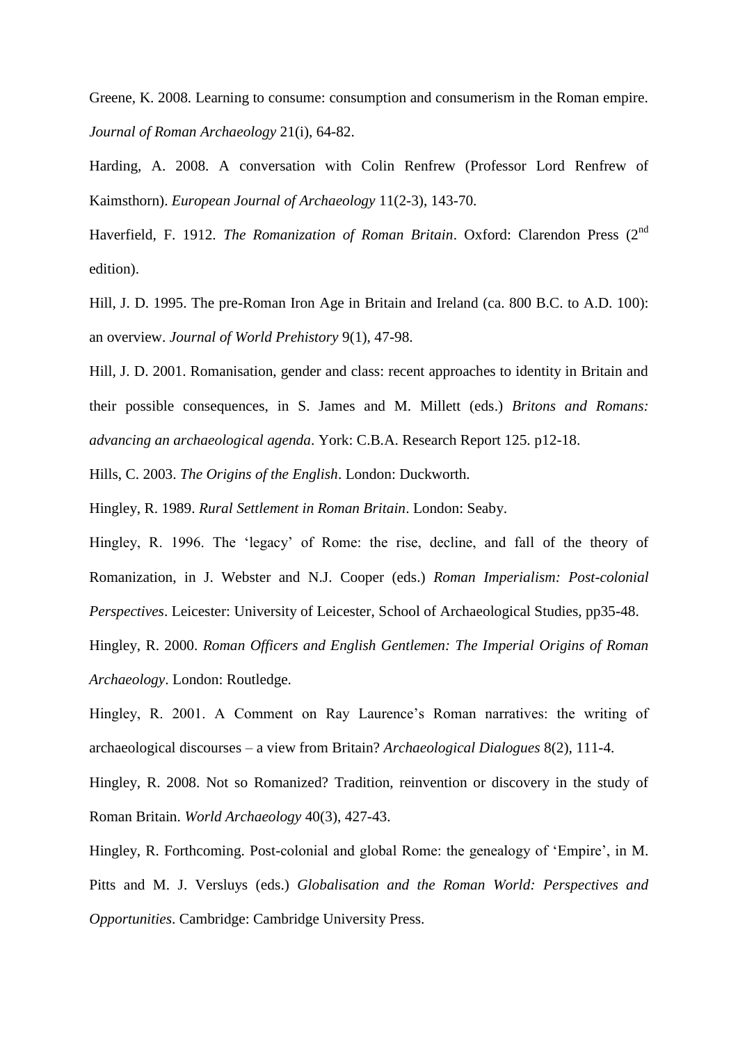Greene, K. 2008. Learning to consume: consumption and consumerism in the Roman empire. *Journal of Roman Archaeology* 21(i), 64-82.

Harding, A. 2008. A conversation with Colin Renfrew (Professor Lord Renfrew of Kaimsthorn). *European Journal of Archaeology* 11(2-3), 143-70.

Haverfield, F. 1912. *The Romanization of Roman Britain*. Oxford: Clarendon Press (2nd edition).

Hill, J. D. 1995. The pre-Roman Iron Age in Britain and Ireland (ca. 800 B.C. to A.D. 100): an overview. *Journal of World Prehistory* 9(1), 47-98.

Hill, J. D. 2001. Romanisation, gender and class: recent approaches to identity in Britain and their possible consequences, in S. James and M. Millett (eds.) *Britons and Romans: advancing an archaeological agenda*. York: C.B.A. Research Report 125. p12-18.

Hills, C. 2003. *The Origins of the English*. London: Duckworth.

Hingley, R. 1989. *Rural Settlement in Roman Britain*. London: Seaby.

Hingley, R. 1996. The 'legacy' of Rome: the rise, decline, and fall of the theory of Romanization, in J. Webster and N.J. Cooper (eds.) *Roman Imperialism: Post-colonial Perspectives*. Leicester: University of Leicester, School of Archaeological Studies, pp35-48.

Hingley, R. 2000. *Roman Officers and English Gentlemen: The Imperial Origins of Roman Archaeology*. London: Routledge.

Hingley, R. 2001. A Comment on Ray Laurence's Roman narratives: the writing of archaeological discourses – a view from Britain? *Archaeological Dialogues* 8(2), 111-4.

Hingley, R. 2008. Not so Romanized? Tradition, reinvention or discovery in the study of Roman Britain. *World Archaeology* 40(3), 427-43.

Hingley, R. Forthcoming. Post-colonial and global Rome: the genealogy of 'Empire', in M. Pitts and M. J. Versluys (eds.) *Globalisation and the Roman World: Perspectives and Opportunities*. Cambridge: Cambridge University Press.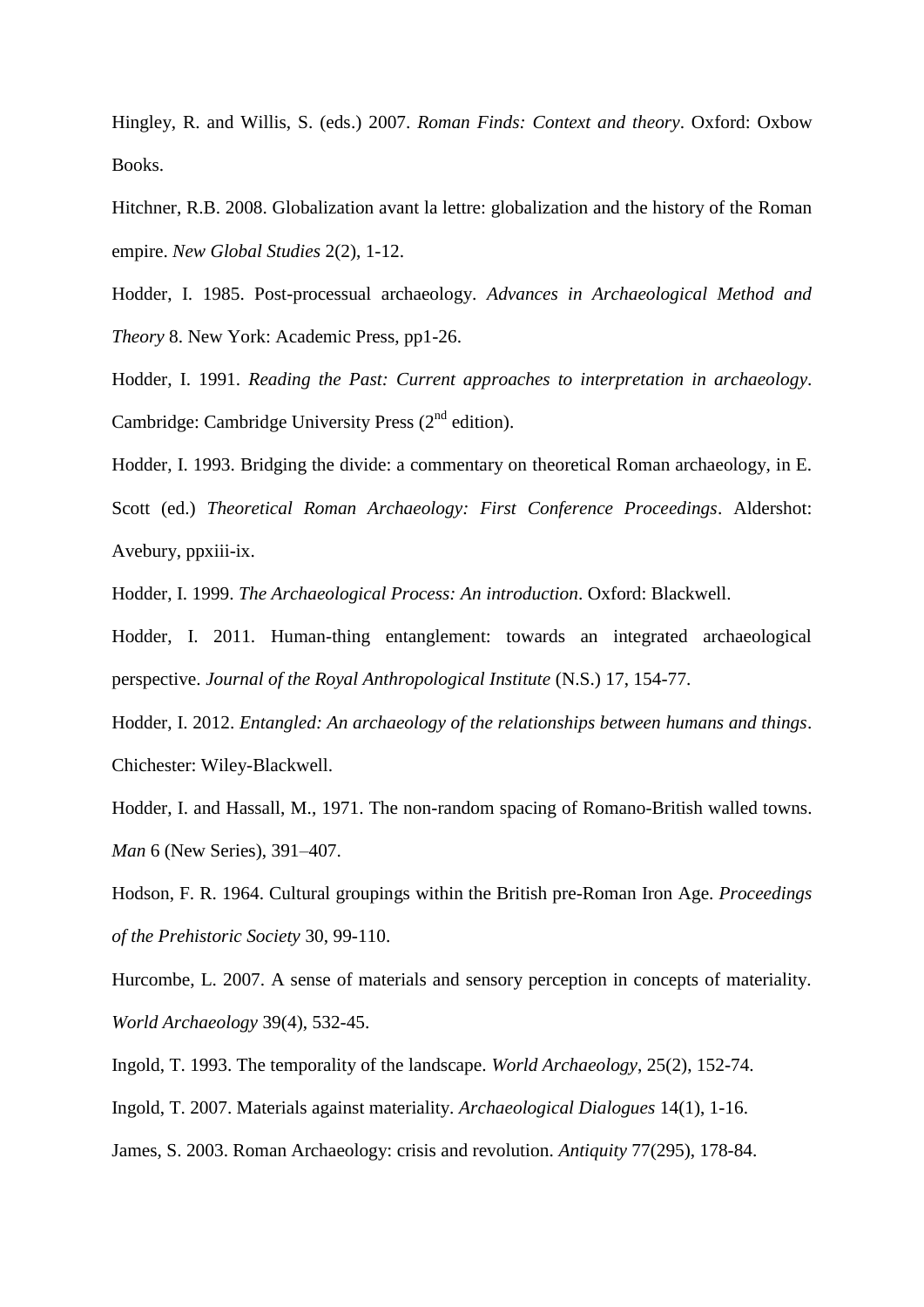Hingley, R. and Willis, S. (eds.) 2007. *Roman Finds: Context and theory*. Oxford: Oxbow Books.

Hitchner, R.B. 2008. Globalization avant la lettre: globalization and the history of the Roman empire. *New Global Studies* 2(2), 1-12.

Hodder, I. 1985. Post-processual archaeology. *Advances in Archaeological Method and Theory* 8. New York: Academic Press, pp1-26.

Hodder, I. 1991. *Reading the Past: Current approaches to interpretation in archaeology*. Cambridge: Cambridge University Press (2nd edition).

Hodder, I. 1993. Bridging the divide: a commentary on theoretical Roman archaeology, in E. Scott (ed.) *Theoretical Roman Archaeology: First Conference Proceedings*. Aldershot: Avebury, ppxiii-ix.

Hodder, I. 1999. *The Archaeological Process: An introduction*. Oxford: Blackwell.

Hodder, I. 2011. Human-thing entanglement: towards an integrated archaeological perspective. *Journal of the Royal Anthropological Institute* (N.S.) 17, 154-77.

Hodder, I. 2012. *Entangled: An archaeology of the relationships between humans and things*. Chichester: Wiley-Blackwell.

Hodder, I. and Hassall, M., 1971. The non-random spacing of Romano-British walled towns. *Man* 6 (New Series), 391–407.

Hodson, F. R. 1964. Cultural groupings within the British pre-Roman Iron Age. *Proceedings of the Prehistoric Society* 30, 99-110.

Hurcombe, L. 2007. A sense of materials and sensory perception in concepts of materiality. *World Archaeology* 39(4), 532-45.

Ingold, T. 1993. The temporality of the landscape. *World Archaeology*, 25(2), 152-74.

Ingold, T. 2007. Materials against materiality. *Archaeological Dialogues* 14(1), 1-16.

James, S. 2003. Roman Archaeology: crisis and revolution. *Antiquity* 77(295), 178-84.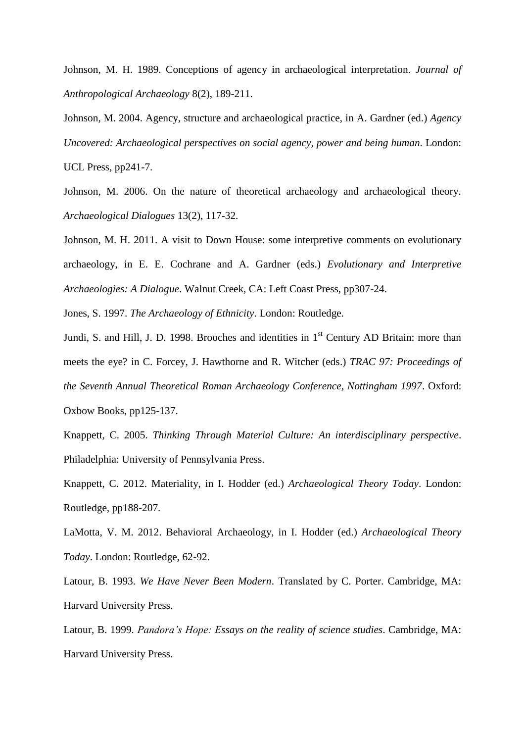Johnson, M. H. 1989. Conceptions of agency in archaeological interpretation. *Journal of Anthropological Archaeology* 8(2), 189-211.

Johnson, M. 2004. Agency, structure and archaeological practice, in A. Gardner (ed.) *Agency Uncovered: Archaeological perspectives on social agency, power and being human*. London: UCL Press, pp241-7.

Johnson, M. 2006. On the nature of theoretical archaeology and archaeological theory. *Archaeological Dialogues* 13(2), 117-32.

Johnson, M. H. 2011. A visit to Down House: some interpretive comments on evolutionary archaeology, in E. E. Cochrane and A. Gardner (eds.) *Evolutionary and Interpretive Archaeologies: A Dialogue*. Walnut Creek, CA: Left Coast Press, pp307-24.

Jones, S. 1997. *The Archaeology of Ethnicity*. London: Routledge.

Jundi, S. and Hill, J. D. 1998. Brooches and identities in 1st Century AD Britain: more than meets the eye? in C. Forcey, J. Hawthorne and R. Witcher (eds.) *TRAC 97: Proceedings of the Seventh Annual Theoretical Roman Archaeology Conference, Nottingham 1997*. Oxford: Oxbow Books, pp125-137.

Knappett, C. 2005. *Thinking Through Material Culture: An interdisciplinary perspective*. Philadelphia: University of Pennsylvania Press.

Knappett, C. 2012. Materiality, in I. Hodder (ed.) *Archaeological Theory Today*. London: Routledge, pp188-207.

LaMotta, V. M. 2012. Behavioral Archaeology, in I. Hodder (ed.) *Archaeological Theory Today*. London: Routledge, 62-92.

Latour, B. 1993. *We Have Never Been Modern*. Translated by C. Porter. Cambridge, MA: Harvard University Press.

Latour, B. 1999. *Pandora's Hope: Essays on the reality of science studies*. Cambridge, MA: Harvard University Press.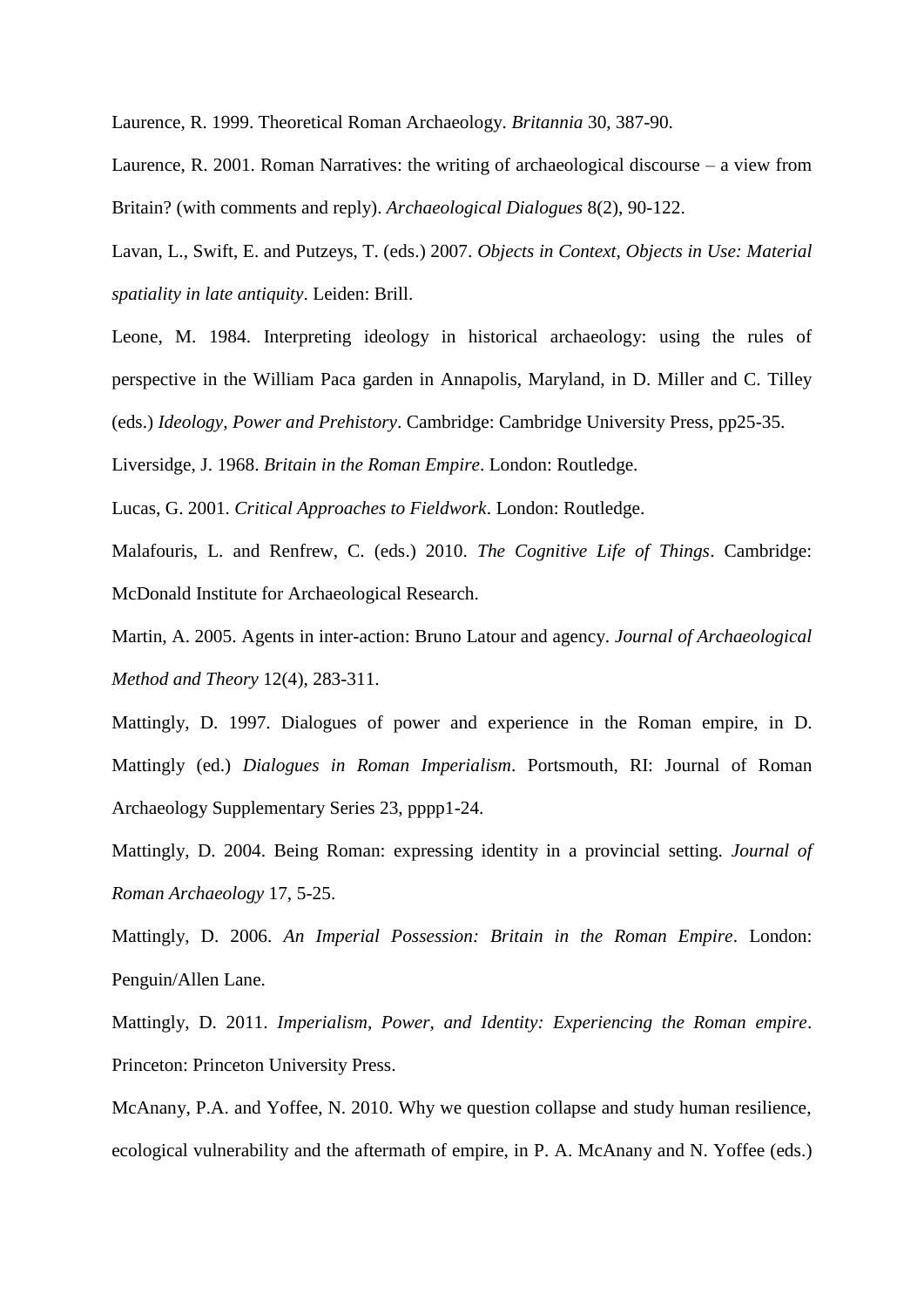Laurence, R. 1999. Theoretical Roman Archaeology. *Britannia* 30, 387-90.

Laurence, R. 2001. Roman Narratives: the writing of archaeological discourse – a view from Britain? (with comments and reply). *Archaeological Dialogues* 8(2), 90-122.

Lavan, L., Swift, E. and Putzeys, T. (eds.) 2007. *Objects in Context, Objects in Use: Material spatiality in late antiquity*. Leiden: Brill.

Leone, M. 1984. Interpreting ideology in historical archaeology: using the rules of perspective in the William Paca garden in Annapolis, Maryland, in D. Miller and C. Tilley (eds.) *Ideology, Power and Prehistory*. Cambridge: Cambridge University Press, pp25-35.

Liversidge, J. 1968. *Britain in the Roman Empire*. London: Routledge.

Lucas, G. 2001. *Critical Approaches to Fieldwork*. London: Routledge.

Malafouris, L. and Renfrew, C. (eds.) 2010. *The Cognitive Life of Things*. Cambridge: McDonald Institute for Archaeological Research.

Martin, A. 2005. Agents in inter-action: Bruno Latour and agency. *Journal of Archaeological Method and Theory* 12(4), 283-311.

Mattingly, D. 1997. Dialogues of power and experience in the Roman empire, in D. Mattingly (ed.) *Dialogues in Roman Imperialism*. Portsmouth, RI: Journal of Roman Archaeology Supplementary Series 23, pppp1-24.

Mattingly, D. 2004. Being Roman: expressing identity in a provincial setting. *Journal of Roman Archaeology* 17, 5-25.

Mattingly, D. 2006. *An Imperial Possession: Britain in the Roman Empire*. London: Penguin/Allen Lane.

Mattingly, D. 2011. *Imperialism, Power, and Identity: Experiencing the Roman empire*. Princeton: Princeton University Press.

McAnany, P.A. and Yoffee, N. 2010. Why we question collapse and study human resilience, ecological vulnerability and the aftermath of empire, in P. A. McAnany and N. Yoffee (eds.)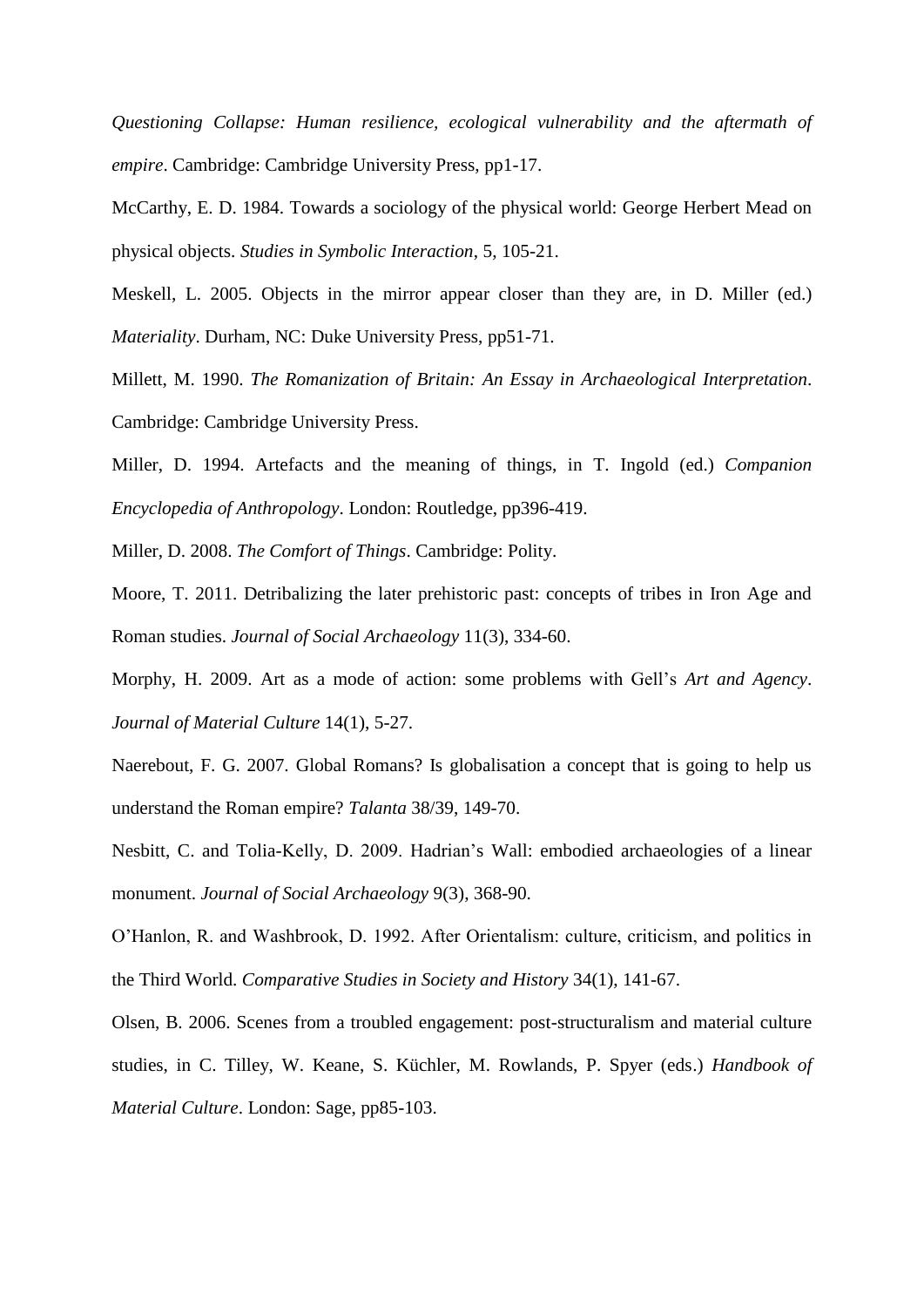*Questioning Collapse: Human resilience, ecological vulnerability and the aftermath of empire*. Cambridge: Cambridge University Press, pp1-17.

McCarthy, E. D. 1984. Towards a sociology of the physical world: George Herbert Mead on physical objects. *Studies in Symbolic Interaction*, 5, 105-21.

Meskell, L. 2005. Objects in the mirror appear closer than they are, in D. Miller (ed.) *Materiality*. Durham, NC: Duke University Press, pp51-71.

Millett, M. 1990. *The Romanization of Britain: An Essay in Archaeological Interpretation*. Cambridge: Cambridge University Press.

Miller, D. 1994. Artefacts and the meaning of things, in T. Ingold (ed.) *Companion Encyclopedia of Anthropology*. London: Routledge, pp396-419.

Miller, D. 2008. *The Comfort of Things*. Cambridge: Polity.

Moore, T. 2011. Detribalizing the later prehistoric past: concepts of tribes in Iron Age and Roman studies. *Journal of Social Archaeology* 11(3), 334-60.

Morphy, H. 2009. Art as a mode of action: some problems with Gell's *Art and Agency*. *Journal of Material Culture* 14(1), 5-27.

Naerebout, F. G. 2007. Global Romans? Is globalisation a concept that is going to help us understand the Roman empire? *Talanta* 38/39, 149-70.

Nesbitt, C. and Tolia-Kelly, D. 2009. Hadrian's Wall: embodied archaeologies of a linear monument. *Journal of Social Archaeology* 9(3), 368-90.

O'Hanlon, R. and Washbrook, D. 1992. After Orientalism: culture, criticism, and politics in the Third World. *Comparative Studies in Society and History* 34(1), 141-67.

Olsen, B. 2006. Scenes from a troubled engagement: post-structuralism and material culture studies, in C. Tilley, W. Keane, S. Küchler, M. Rowlands, P. Spyer (eds.) *Handbook of Material Culture*. London: Sage, pp85-103.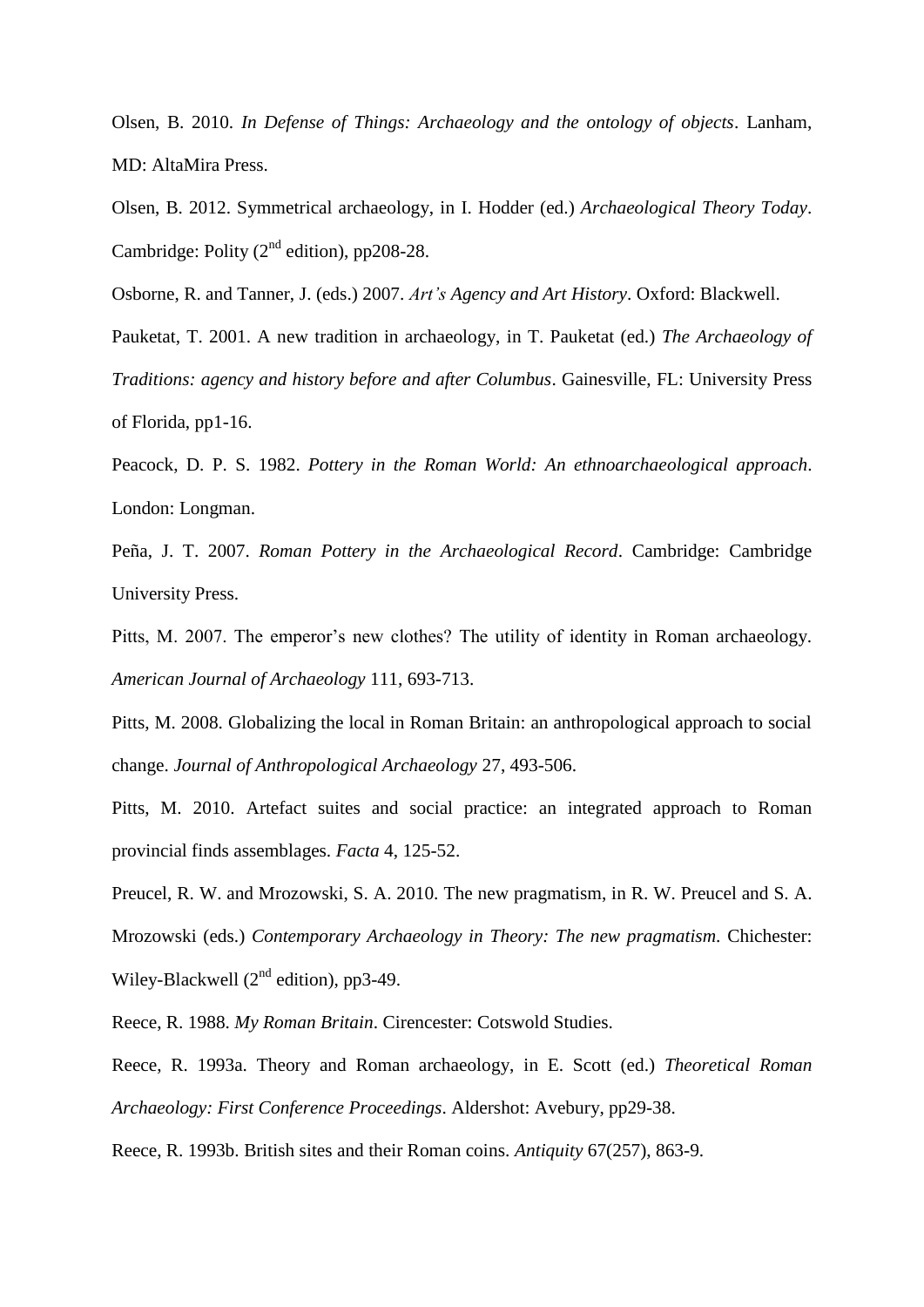Olsen, B. 2010. *In Defense of Things: Archaeology and the ontology of objects*. Lanham, MD: AltaMira Press.

Olsen, B. 2012. Symmetrical archaeology, in I. Hodder (ed.) *Archaeological Theory Today*. Cambridge: Polity (2nd edition), pp208-28.

Osborne, R. and Tanner, J. (eds.) 2007. *Art's Agency and Art History*. Oxford: Blackwell.

Pauketat, T. 2001. A new tradition in archaeology, in T. Pauketat (ed.) *The Archaeology of Traditions: agency and history before and after Columbus*. Gainesville, FL: University Press of Florida, pp1-16.

Peacock, D. P. S. 1982. *Pottery in the Roman World: An ethnoarchaeological approach*. London: Longman.

Peña, J. T. 2007. *Roman Pottery in the Archaeological Record*. Cambridge: Cambridge University Press.

Pitts, M. 2007. The emperor's new clothes? The utility of identity in Roman archaeology. *American Journal of Archaeology* 111, 693-713.

Pitts, M. 2008. Globalizing the local in Roman Britain: an anthropological approach to social change. *Journal of Anthropological Archaeology* 27, 493-506.

Pitts, M. 2010. Artefact suites and social practice: an integrated approach to Roman provincial finds assemblages. *Facta* 4, 125-52.

Preucel, R. W. and Mrozowski, S. A. 2010. The new pragmatism, in R. W. Preucel and S. A. Mrozowski (eds.) *Contemporary Archaeology in Theory: The new pragmatism*. Chichester: Wiley-Blackwell (2nd edition), pp3-49.

Reece, R. 1988. *My Roman Britain*. Cirencester: Cotswold Studies.

Reece, R. 1993a. Theory and Roman archaeology, in E. Scott (ed.) *Theoretical Roman Archaeology: First Conference Proceedings*. Aldershot: Avebury, pp29-38.

Reece, R. 1993b. British sites and their Roman coins. *Antiquity* 67(257), 863-9.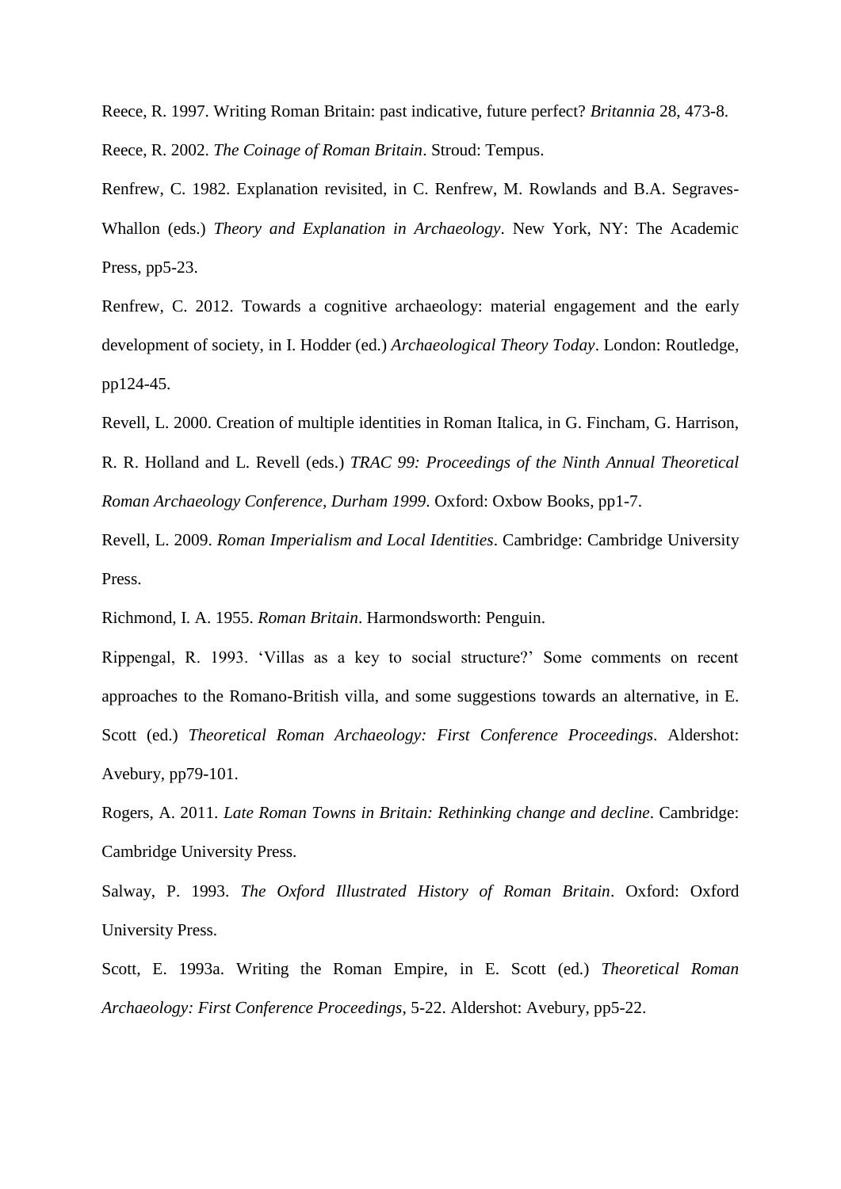Reece, R. 1997. Writing Roman Britain: past indicative, future perfect? *Britannia* 28, 473-8.

Reece, R. 2002. *The Coinage of Roman Britain*. Stroud: Tempus.

Renfrew, C. 1982. Explanation revisited, in C. Renfrew, M. Rowlands and B.A. Segraves-Whallon (eds.) *Theory and Explanation in Archaeology*. New York, NY: The Academic Press, pp5-23.

Renfrew, C. 2012. Towards a cognitive archaeology: material engagement and the early development of society, in I. Hodder (ed.) *Archaeological Theory Today*. London: Routledge, pp124-45.

Revell, L. 2000. Creation of multiple identities in Roman Italica, in G. Fincham, G. Harrison, R. R. Holland and L. Revell (eds.) *TRAC 99: Proceedings of the Ninth Annual Theoretical Roman Archaeology Conference, Durham 1999*. Oxford: Oxbow Books, pp1-7.

Revell, L. 2009. *Roman Imperialism and Local Identities*. Cambridge: Cambridge University Press.

Richmond, I. A. 1955. *Roman Britain*. Harmondsworth: Penguin.

Rippengal, R. 1993. 'Villas as a key to social structure?' Some comments on recent approaches to the Romano-British villa, and some suggestions towards an alternative, in E. Scott (ed.) *Theoretical Roman Archaeology: First Conference Proceedings*. Aldershot: Avebury, pp79-101.

Rogers, A. 2011. *Late Roman Towns in Britain: Rethinking change and decline*. Cambridge: Cambridge University Press.

Salway, P. 1993. *The Oxford Illustrated History of Roman Britain*. Oxford: Oxford University Press.

Scott, E. 1993a. Writing the Roman Empire, in E. Scott (ed.) *Theoretical Roman Archaeology: First Conference Proceedings*, 5-22. Aldershot: Avebury, pp5-22.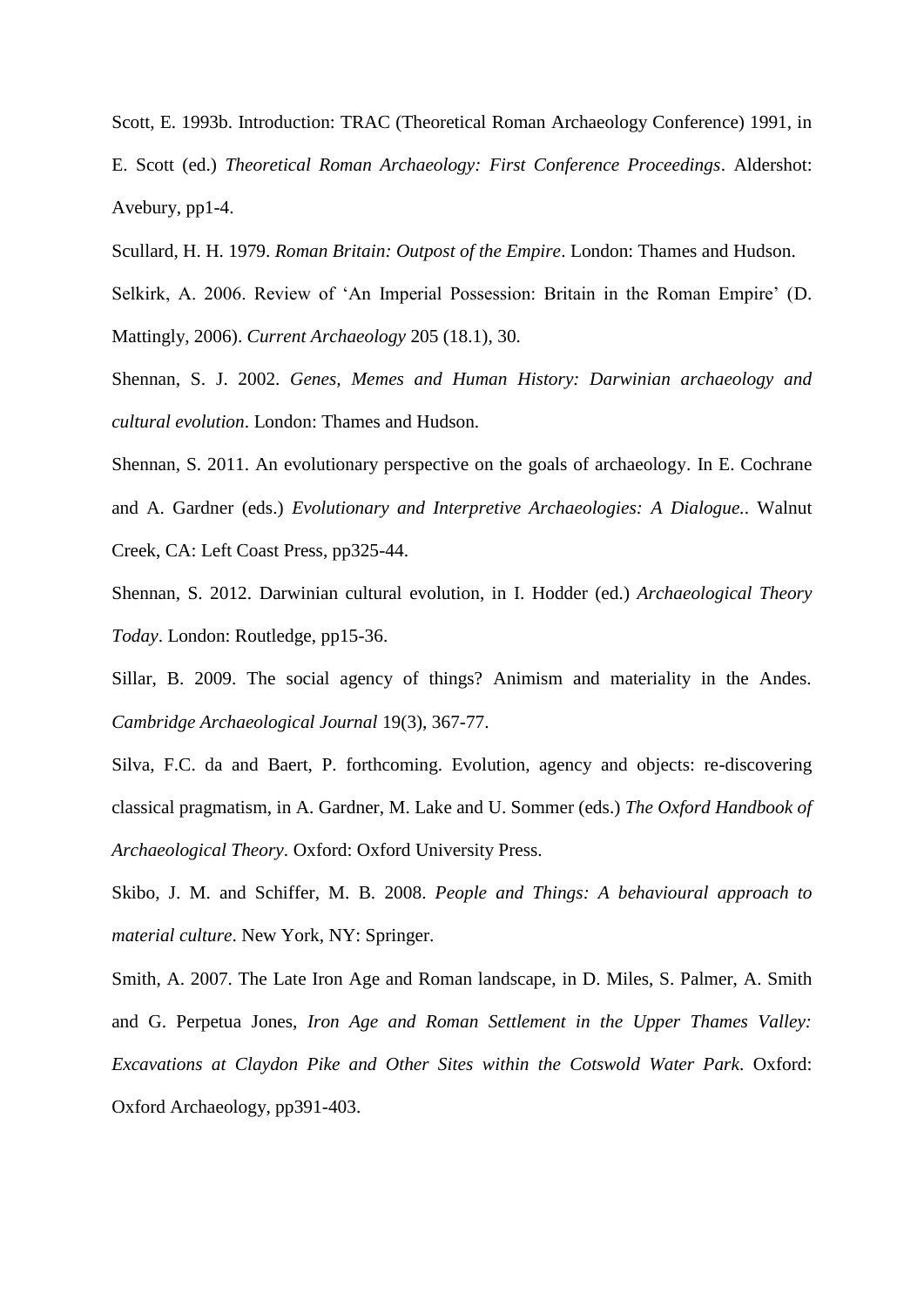Scott, E. 1993b. Introduction: TRAC (Theoretical Roman Archaeology Conference) 1991, in E. Scott (ed.) *Theoretical Roman Archaeology: First Conference Proceedings*. Aldershot: Avebury, pp1-4.

Scullard, H. H. 1979. *Roman Britain: Outpost of the Empire*. London: Thames and Hudson.

Selkirk, A. 2006. Review of 'An Imperial Possession: Britain in the Roman Empire' (D. Mattingly, 2006). *Current Archaeology* 205 (18.1), 30.

Shennan, S. J. 2002. *Genes, Memes and Human History: Darwinian archaeology and cultural evolution*. London: Thames and Hudson.

Shennan, S. 2011. An evolutionary perspective on the goals of archaeology. In E. Cochrane and A. Gardner (eds.) *Evolutionary and Interpretive Archaeologies: A Dialogue.*. Walnut Creek, CA: Left Coast Press, pp325-44.

Shennan, S. 2012. Darwinian cultural evolution, in I. Hodder (ed.) *Archaeological Theory Today*. London: Routledge, pp15-36.

Sillar, B. 2009. The social agency of things? Animism and materiality in the Andes. *Cambridge Archaeological Journal* 19(3), 367-77.

Silva, F.C. da and Baert, P. forthcoming. Evolution, agency and objects: re-discovering classical pragmatism, in A. Gardner, M. Lake and U. Sommer (eds.) *The Oxford Handbook of Archaeological Theory*. Oxford: Oxford University Press.

Skibo, J. M. and Schiffer, M. B. 2008. *People and Things: A behavioural approach to material culture*. New York, NY: Springer.

Smith, A. 2007. The Late Iron Age and Roman landscape, in D. Miles, S. Palmer, A. Smith and G. Perpetua Jones, *Iron Age and Roman Settlement in the Upper Thames Valley: Excavations at Claydon Pike and Other Sites within the Cotswold Water Park*. Oxford: Oxford Archaeology, pp391-403.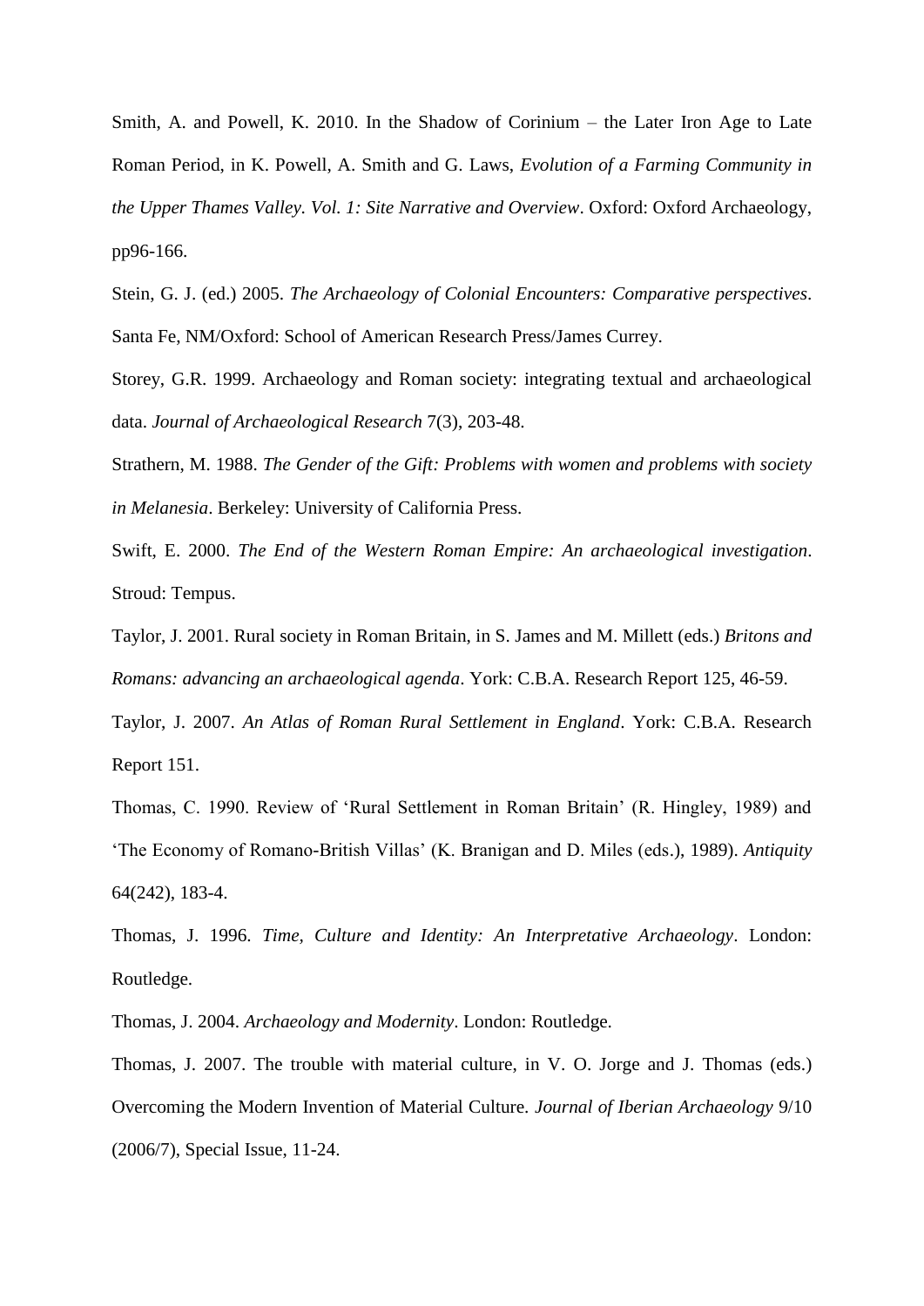Smith, A. and Powell, K. 2010. In the Shadow of Corinium – the Later Iron Age to Late Roman Period, in K. Powell, A. Smith and G. Laws, *Evolution of a Farming Community in the Upper Thames Valley. Vol. 1: Site Narrative and Overview*. Oxford: Oxford Archaeology, pp96-166.

Stein, G. J. (ed.) 2005. *The Archaeology of Colonial Encounters: Comparative perspectives*. Santa Fe, NM/Oxford: School of American Research Press/James Currey.

Storey, G.R. 1999. Archaeology and Roman society: integrating textual and archaeological data. *Journal of Archaeological Research* 7(3), 203-48.

Strathern, M. 1988. *The Gender of the Gift: Problems with women and problems with society in Melanesia*. Berkeley: University of California Press.

Swift, E. 2000. *The End of the Western Roman Empire: An archaeological investigation*. Stroud: Tempus.

Taylor, J. 2001. Rural society in Roman Britain, in S. James and M. Millett (eds.) *Britons and Romans: advancing an archaeological agenda*. York: C.B.A. Research Report 125, 46-59.

Taylor, J. 2007. *An Atlas of Roman Rural Settlement in England*. York: C.B.A. Research Report 151.

Thomas, C. 1990. Review of 'Rural Settlement in Roman Britain' (R. Hingley, 1989) and 'The Economy of Romano-British Villas' (K. Branigan and D. Miles (eds.), 1989). *Antiquity* 64(242), 183-4.

Thomas, J. 1996. *Time, Culture and Identity: An Interpretative Archaeology*. London: Routledge.

Thomas, J. 2004. *Archaeology and Modernity*. London: Routledge.

Thomas, J. 2007. The trouble with material culture, in V. O. Jorge and J. Thomas (eds.) Overcoming the Modern Invention of Material Culture. *Journal of Iberian Archaeology* 9/10 (2006/7), Special Issue, 11-24.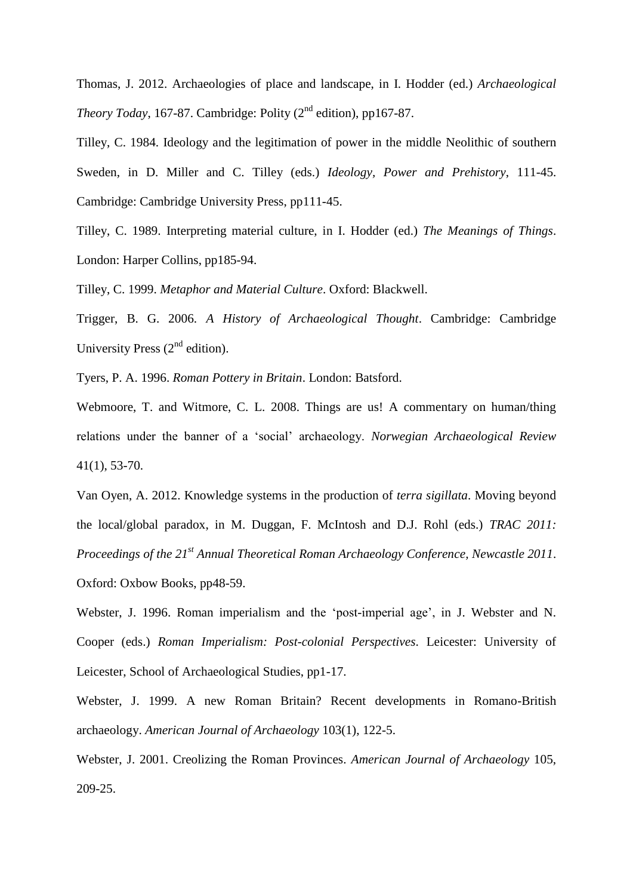Thomas, J. 2012. Archaeologies of place and landscape, in I. Hodder (ed.) *Archaeological Theory Today*, 167-87. Cambridge: Polity (2nd edition), pp167-87.

Tilley, C. 1984. Ideology and the legitimation of power in the middle Neolithic of southern Sweden, in D. Miller and C. Tilley (eds.) *Ideology, Power and Prehistory*, 111-45. Cambridge: Cambridge University Press, pp111-45.

Tilley, C. 1989. Interpreting material culture, in I. Hodder (ed.) *The Meanings of Things*. London: Harper Collins, pp185-94.

Tilley, C. 1999. *Metaphor and Material Culture*. Oxford: Blackwell.

Trigger, B. G. 2006. *A History of Archaeological Thought*. Cambridge: Cambridge University Press (2nd edition).

Tyers, P. A. 1996. *Roman Pottery in Britain*. London: Batsford.

Webmoore, T. and Witmore, C. L. 2008. Things are us! A commentary on human/thing relations under the banner of a 'social' archaeology. *Norwegian Archaeological Review* 41(1), 53-70.

Van Oyen, A. 2012. Knowledge systems in the production of *terra sigillata*. Moving beyond the local/global paradox, in M. Duggan, F. McIntosh and D.J. Rohl (eds.) *TRAC 2011: Proceedings of the 21st Annual Theoretical Roman Archaeology Conference, Newcastle 2011*. Oxford: Oxbow Books, pp48-59.

Webster, J. 1996. Roman imperialism and the 'post-imperial age', in J. Webster and N. Cooper (eds.) *Roman Imperialism: Post-colonial Perspectives*. Leicester: University of Leicester, School of Archaeological Studies, pp1-17.

Webster, J. 1999. A new Roman Britain? Recent developments in Romano-British archaeology. *American Journal of Archaeology* 103(1), 122-5.

Webster, J. 2001. Creolizing the Roman Provinces. *American Journal of Archaeology* 105, 209-25.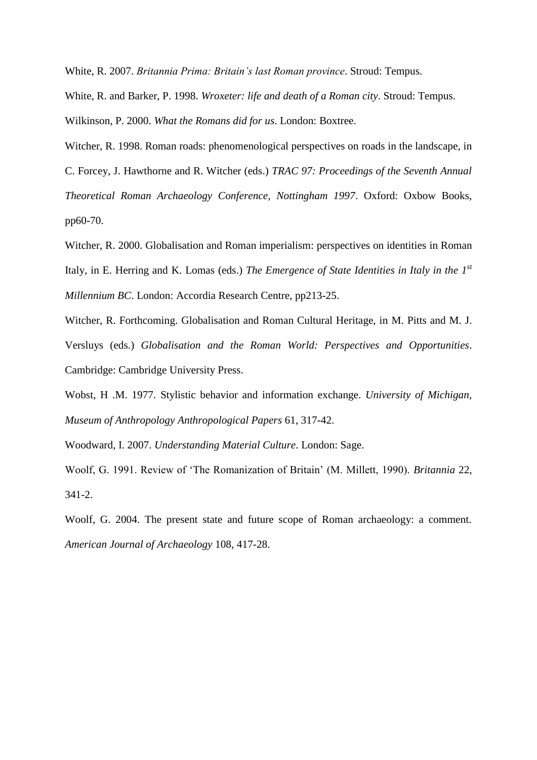White, R. 2007. *Britannia Prima: Britain's last Roman province*. Stroud: Tempus.

White, R. and Barker, P. 1998. *Wroxeter: life and death of a Roman city*. Stroud: Tempus.

Wilkinson, P. 2000. *What the Romans did for us*. London: Boxtree.

Witcher, R. 1998. Roman roads: phenomenological perspectives on roads in the landscape, in C. Forcey, J. Hawthorne and R. Witcher (eds.) *TRAC 97: Proceedings of the Seventh Annual Theoretical Roman Archaeology Conference, Nottingham 1997*. Oxford: Oxbow Books, pp60-70.

Witcher, R. 2000. Globalisation and Roman imperialism: perspectives on identities in Roman Italy, in E. Herring and K. Lomas (eds.) *The Emergence of State Identities in Italy in the 1st Millennium BC*. London: Accordia Research Centre, pp213-25.

Witcher, R. Forthcoming. Globalisation and Roman Cultural Heritage, in M. Pitts and M. J. Versluys (eds.) *Globalisation and the Roman World: Perspectives and Opportunities*. Cambridge: Cambridge University Press.

Wobst, H .M. 1977. Stylistic behavior and information exchange. *University of Michigan, Museum of Anthropology Anthropological Papers* 61, 317-42.

Woodward, I. 2007. *Understanding Material Culture*. London: Sage.

Woolf, G. 1991. Review of 'The Romanization of Britain' (M. Millett, 1990). *Britannia* 22, 341-2.

Woolf, G. 2004. The present state and future scope of Roman archaeology: a comment. *American Journal of Archaeology* 108, 417-28.